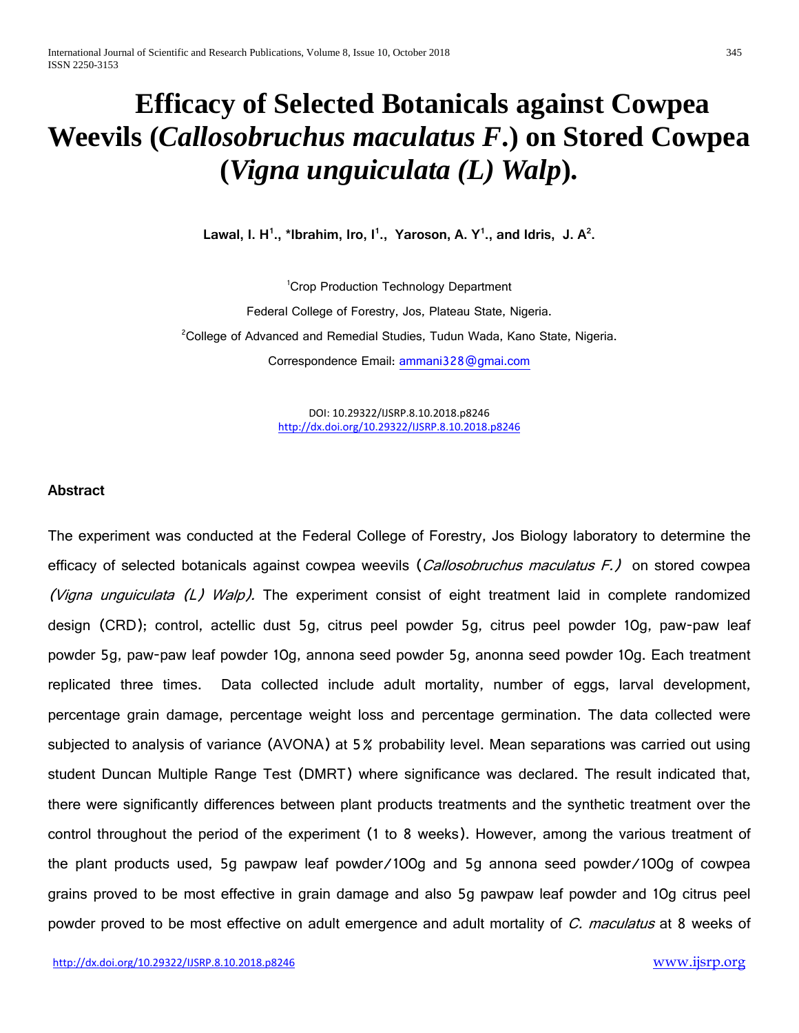# Efficacy of Selected Botanicals against Cowpea Weevils (*Callosobruchus maculatus F*.) on Stored Cowpea (*Vigna unguiculata (L) Walp*).

**Lawal, I. H[1]., *Ibrahim, Iro, I[1]., Yaroson, A. Y[1]., and Idris, J. A[2].**

[1]Crop Production Technology Department

Federal College of Forestry, Jos, Plateau State, Nigeria.

[2]College of Advanced and Remedial Studies, Tudun Wada, Kano State, Nigeria.

Correspondence Email: ammani328@gmai.com

DOI: 10.29322/IJSRP.8.10.2018.p8246
http://dx.doi.org/10.29322/IJSRP.8.10.2018.p8246

## Abstract

The experiment was conducted at the Federal College of Forestry, Jos Biology laboratory to determine the efficacy of selected botanicals against cowpea weevils (*Callosobruchus maculatus F.)* on stored cowpea *(Vigna unguiculata (L) Walp).* The experiment consist of eight treatment laid in complete randomized design (CRD); control, actellic dust 5g, citrus peel powder 5g, citrus peel powder 10g, paw-paw leaf powder 5g, paw-paw leaf powder 10g, annona seed powder 5g, anonna seed powder 10g. Each treatment replicated three times. Data collected include adult mortality, number of eggs, larval development, percentage grain damage, percentage weight loss and percentage germination. The data collected were subjected to analysis of variance (AVONA) at 5% probability level. Mean separations was carried out using student Duncan Multiple Range Test (DMRT) where significance was declared. The result indicated that, there were significantly differences between plant products treatments and the synthetic treatment over the control throughout the period of the experiment (1 to 8 weeks). However, among the various treatment of the plant products used, 5g pawpaw leaf powder/100g and 5g annona seed powder/100g of cowpea grains proved to be most effective in grain damage and also 5g pawpaw leaf powder and 10g citrus peel powder proved to be most effective on adult emergence and adult mortality of *C. maculatus* at 8 weeks of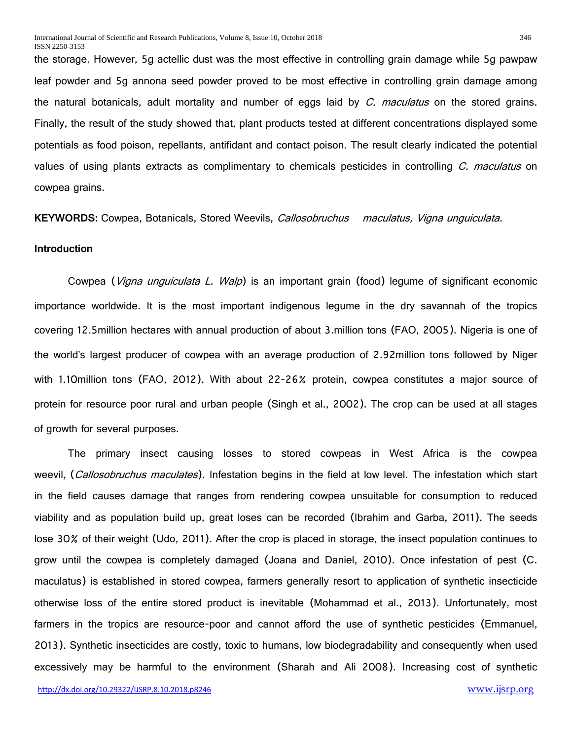the storage. However, 5g actellic dust was the most effective in controlling grain damage while 5g pawpaw leaf powder and 5g annona seed powder proved to be most effective in controlling grain damage among the natural botanicals, adult mortality and number of eggs laid by *C. maculatus* on the stored grains. Finally, the result of the study showed that, plant products tested at different concentrations displayed some potentials as food poison, repellants, antifidant and contact poison. The result clearly indicated the potential values of using plants extracts as complimentary to chemicals pesticides in controlling *C. maculatus* on cowpea grains.

**KEYWORDS:** Cowpea, Botanicals, Stored Weevils, *Callosobruchus maculatus, Vigna unguiculata.*

## Introduction

Cowpea (*Vigna unguiculata L. Walp*) is an important grain (food) legume of significant economic importance worldwide. It is the most important indigenous legume in the dry savannah of the tropics covering 12.5million hectares with annual production of about 3.million tons (FAO, 2005). Nigeria is one of the world's largest producer of cowpea with an average production of 2.92million tons followed by Niger with 1.10million tons (FAO, 2012). With about 22-26% protein, cowpea constitutes a major source of protein for resource poor rural and urban people (Singh et al., 2002). The crop can be used at all stages of growth for several purposes.

The primary insect causing losses to stored cowpeas in West Africa is the cowpea weevil, (*Callosobruchus maculates*). Infestation begins in the field at low level. The infestation which start in the field causes damage that ranges from rendering cowpea unsuitable for consumption to reduced viability and as population build up, great loses can be recorded (Ibrahim and Garba, 2011). The seeds lose 30% of their weight (Udo, 2011). After the crop is placed in storage, the insect population continues to grow until the cowpea is completely damaged (Joana and Daniel, 2010). Once infestation of pest (C. maculatus) is established in stored cowpea, farmers generally resort to application of synthetic insecticide otherwise loss of the entire stored product is inevitable (Mohammad et al., 2013). Unfortunately, most farmers in the tropics are resource-poor and cannot afford the use of synthetic pesticides (Emmanuel, 2013). Synthetic insecticides are costly, toxic to humans, low biodegradability and consequently when used excessively may be harmful to the environment (Sharah and Ali 2008). Increasing cost of synthetic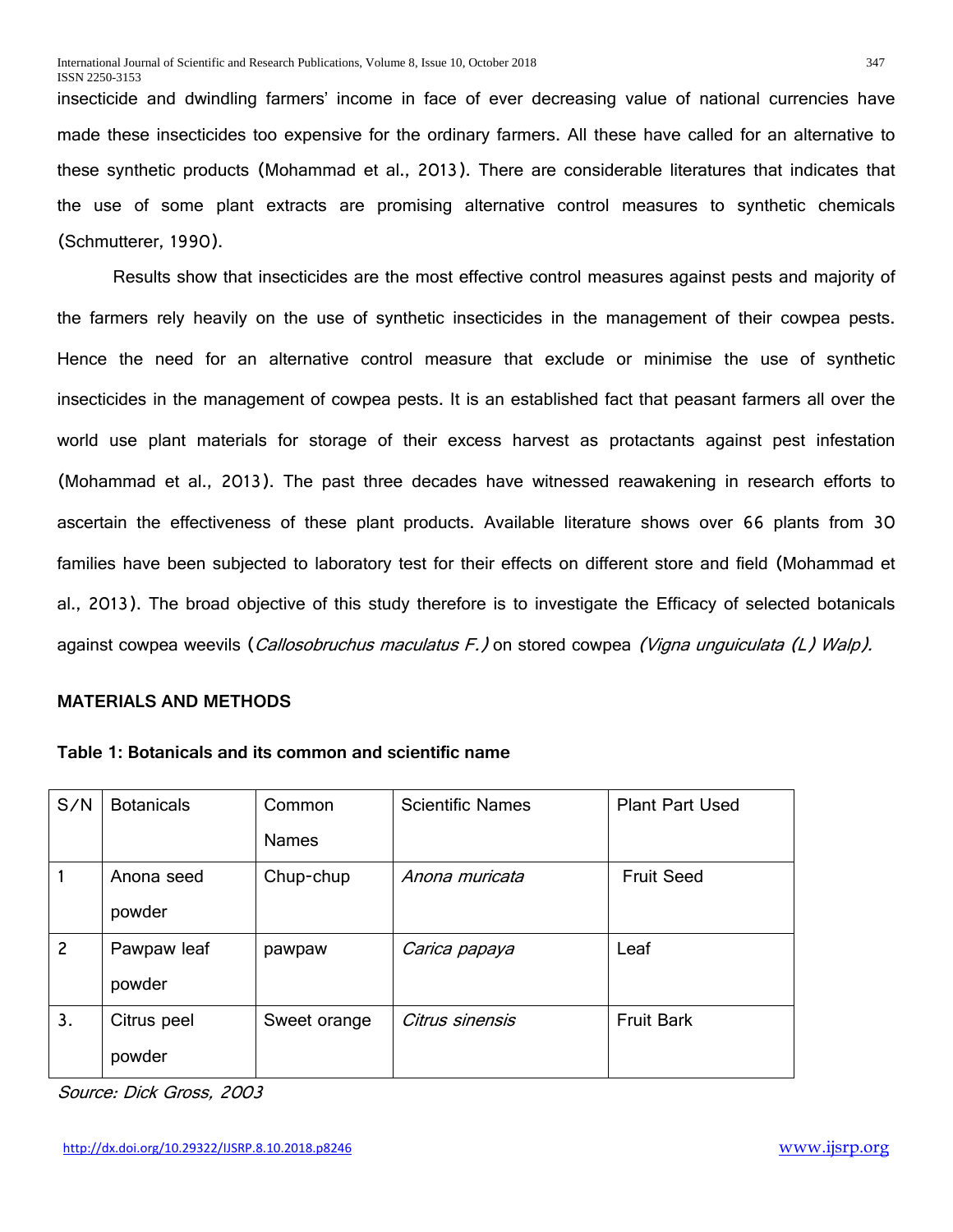insecticide and dwindling farmers' income in face of ever decreasing value of national currencies have made these insecticides too expensive for the ordinary farmers. All these have called for an alternative to these synthetic products (Mohammad et al., 2013). There are considerable literatures that indicates that the use of some plant extracts are promising alternative control measures to synthetic chemicals (Schmutterer, 1990).

Results show that insecticides are the most effective control measures against pests and majority of the farmers rely heavily on the use of synthetic insecticides in the management of their cowpea pests. Hence the need for an alternative control measure that exclude or minimise the use of synthetic insecticides in the management of cowpea pests. It is an established fact that peasant farmers all over the world use plant materials for storage of their excess harvest as protactants against pest infestation (Mohammad et al., 2013). The past three decades have witnessed reawakening in research efforts to ascertain the effectiveness of these plant products. Available literature shows over 66 plants from 30 families have been subjected to laboratory test for their effects on different store and field (Mohammad et al., 2013). The broad objective of this study therefore is to investigate the Efficacy of selected botanicals against cowpea weevils (*Callosobruchus maculatus F.)* on stored cowpea *(Vigna unguiculata (L) Walp).*

## MATERIALS AND METHODS

**Table 1: Botanicals and its common and scientific name**

| S/N | Botanicals | Common Names | Scientific Names | Plant Part Used |
|---|---|---|---|---|
| 1 | Anona seed powder | Chup-chup | *Anona muricata* | Fruit Seed |
| 2 | Pawpaw leaf powder | pawpaw | *Carica papaya* | Leaf |
| 3. | Citrus peel powder | Sweet orange | *Citrus sinensis* | Fruit Bark |

*Source: Dick Gross, 2003*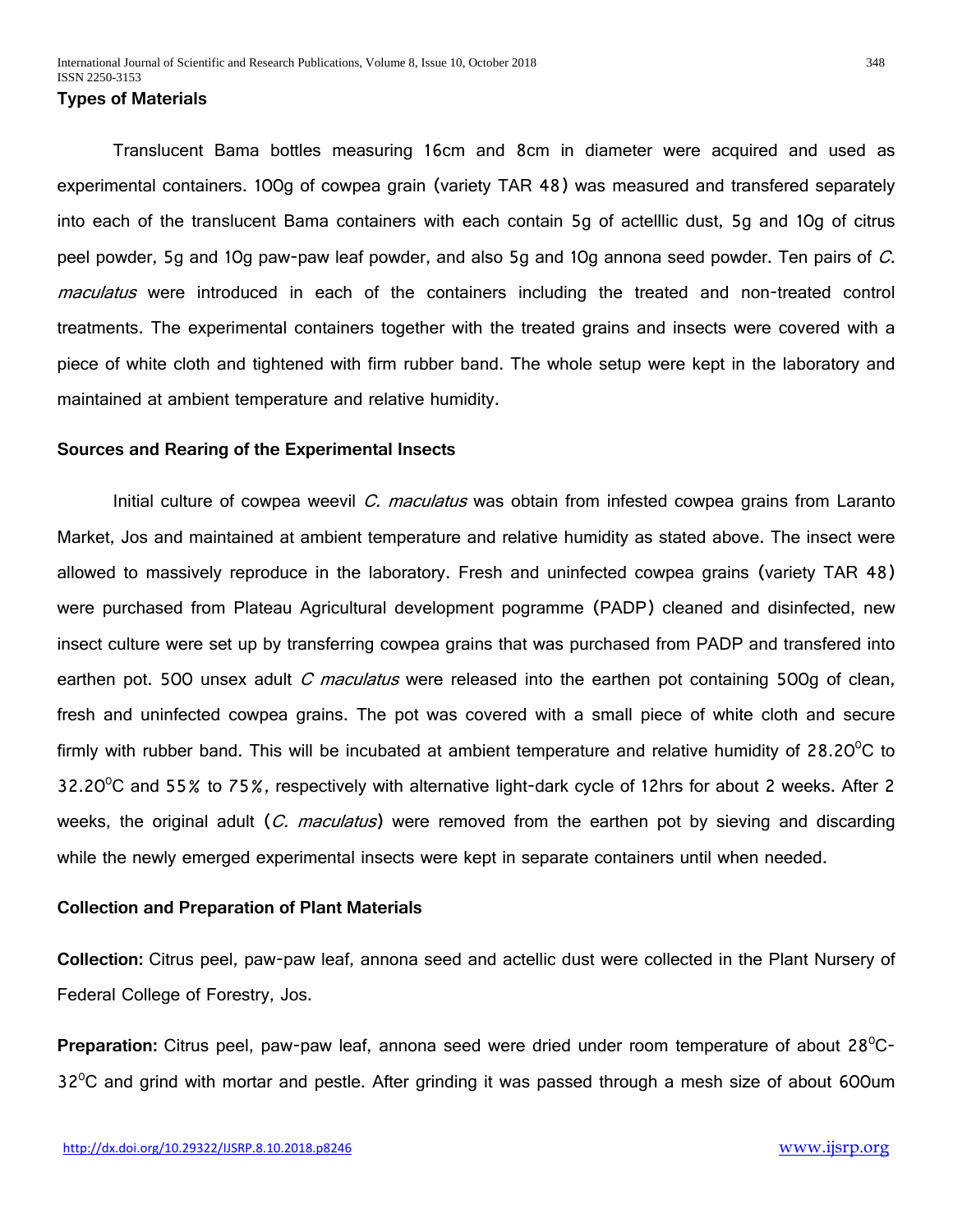### Types of Materials

Translucent Bama bottles measuring 16cm and 8cm in diameter were acquired and used as experimental containers. 100g of cowpea grain (variety TAR 48) was measured and transfered separately into each of the translucent Bama containers with each contain 5g of actelllic dust, 5g and 10g of citrus peel powder, 5g and 10g paw-paw leaf powder, and also 5g and 10g annona seed powder. Ten pairs of *C. maculatus* were introduced in each of the containers including the treated and non-treated control treatments. The experimental containers together with the treated grains and insects were covered with a piece of white cloth and tightened with firm rubber band. The whole setup were kept in the laboratory and maintained at ambient temperature and relative humidity.

### Sources and Rearing of the Experimental Insects

Initial culture of cowpea weevil *C. maculatus* was obtain from infested cowpea grains from Laranto Market, Jos and maintained at ambient temperature and relative humidity as stated above. The insect were allowed to massively reproduce in the laboratory. Fresh and uninfected cowpea grains (variety TAR 48) were purchased from Plateau Agricultural development pogramme (PADP) cleaned and disinfected, new insect culture were set up by transferring cowpea grains that was purchased from PADP and transfered into earthen pot. 500 unsex adult *C maculatus* were released into the earthen pot containing 500g of clean, fresh and uninfected cowpea grains. The pot was covered with a small piece of white cloth and secure firmly with rubber band. This will be incubated at ambient temperature and relative humidity of 28.20$^{0}$C to 32.20$^{0}$C and 55% to 75%, respectively with alternative light-dark cycle of 12hrs for about 2 weeks. After 2 weeks, the original adult (*C. maculatus*) were removed from the earthen pot by sieving and discarding while the newly emerged experimental insects were kept in separate containers until when needed.

### Collection and Preparation of Plant Materials

**Collection:** Citrus peel, paw-paw leaf, annona seed and actellic dust were collected in the Plant Nursery of Federal College of Forestry, Jos.

**Preparation:** Citrus peel, paw-paw leaf, annona seed were dried under room temperature of about 28$^{0}$C-32$^{0}$C and grind with mortar and pestle. After grinding it was passed through a mesh size of about 600um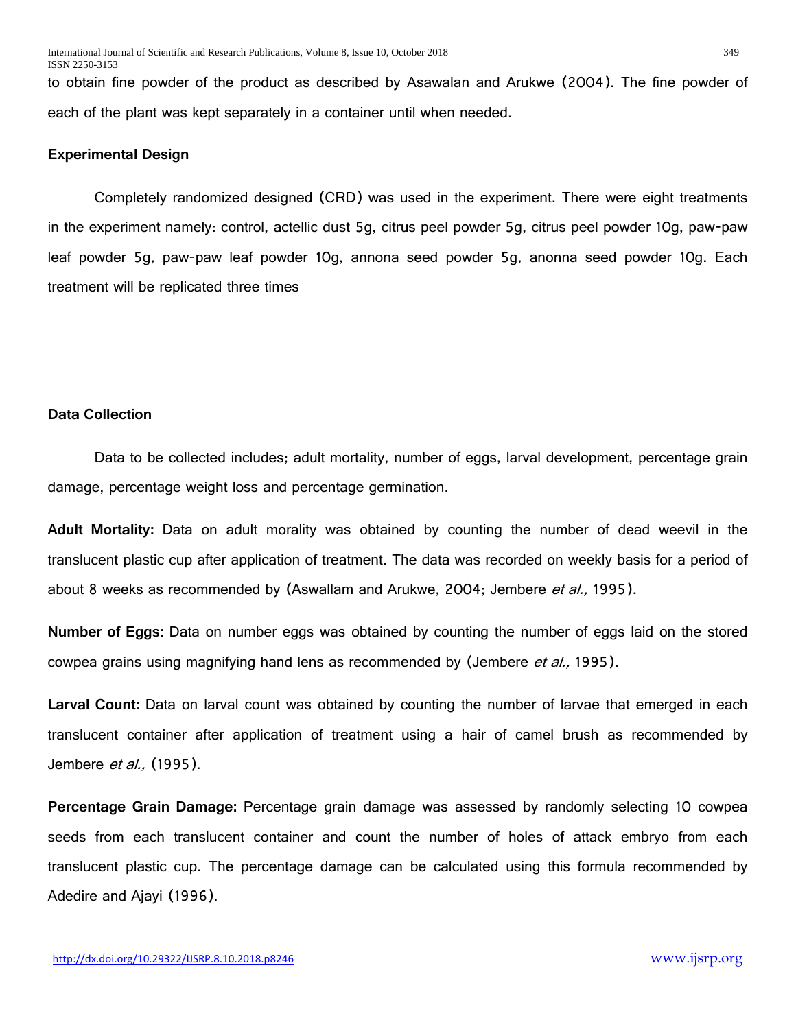to obtain fine powder of the product as described by Asawalan and Arukwe (2004). The fine powder of each of the plant was kept separately in a container until when needed.

**Experimental Design**

Completely randomized designed (CRD) was used in the experiment. There were eight treatments in the experiment namely: control, actellic dust 5g, citrus peel powder 5g, citrus peel powder 10g, paw-paw leaf powder 5g, paw-paw leaf powder 10g, annona seed powder 5g, anonna seed powder 10g. Each treatment will be replicated three times

**Data Collection**

Data to be collected includes; adult mortality, number of eggs, larval development, percentage grain damage, percentage weight loss and percentage germination.

**Adult Mortality:** Data on adult morality was obtained by counting the number of dead weevil in the translucent plastic cup after application of treatment. The data was recorded on weekly basis for a period of about 8 weeks as recommended by (Aswallam and Arukwe, 2004; Jembere *et al.,* 1995).

**Number of Eggs:** Data on number eggs was obtained by counting the number of eggs laid on the stored cowpea grains using magnifying hand lens as recommended by (Jembere *et al.,* 1995).

**Larval Count:** Data on larval count was obtained by counting the number of larvae that emerged in each translucent container after application of treatment using a hair of camel brush as recommended by Jembere *et al.,* (1995).

**Percentage Grain Damage:** Percentage grain damage was assessed by randomly selecting 10 cowpea seeds from each translucent container and count the number of holes of attack embryo from each translucent plastic cup. The percentage damage can be calculated using this formula recommended by Adedire and Ajayi (1996).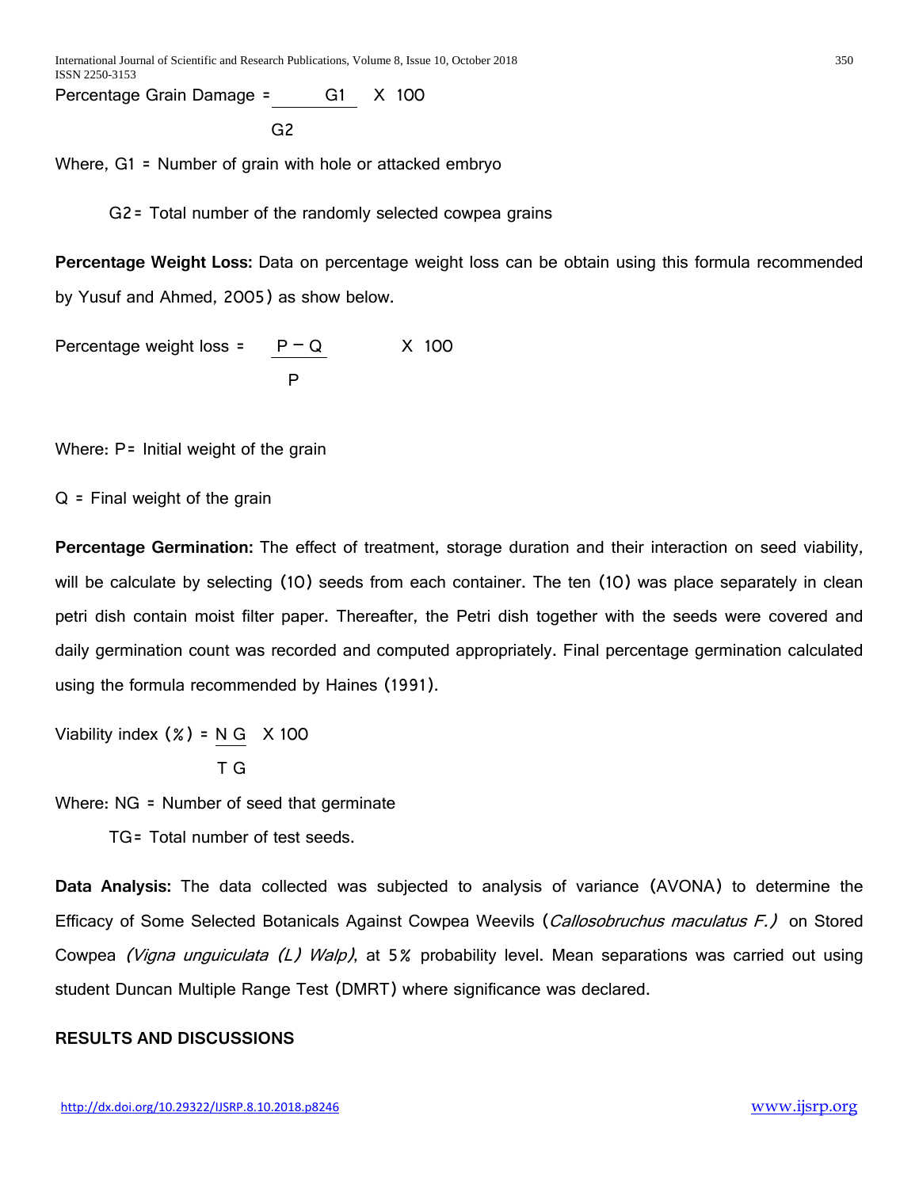$$\text{Percentage Grain Damage} = \frac{G1}{G2} \times 100$$

Where, G1 = Number of grain with hole or attacked embryo

G2 = Total number of the randomly selected cowpea grains

**Percentage Weight Loss:** Data on percentage weight loss can be obtain using this formula recommended by Yusuf and Ahmed, 2005) as show below.

$$\text{Percentage weight loss} = \frac{P - Q}{P} \times 100$$

Where: P= Initial weight of the grain

Q = Final weight of the grain

**Percentage Germination:** The effect of treatment, storage duration and their interaction on seed viability, will be calculate by selecting (10) seeds from each container. The ten (10) was place separately in clean petri dish contain moist filter paper. Thereafter, the Petri dish together with the seeds were covered and daily germination count was recorded and computed appropriately. Final percentage germination calculated using the formula recommended by Haines (1991).

$$\text{Viability index } (\%) = \frac{NG}{TG} \times 100$$

Where: NG = Number of seed that germinate

TG= Total number of test seeds.

**Data Analysis:** The data collected was subjected to analysis of variance (AVONA) to determine the Efficacy of Some Selected Botanicals Against Cowpea Weevils (*Callosobruchus maculatus F.)* on Stored Cowpea *(Vigna unguiculata (L) Walp)*, at 5% probability level. Mean separations was carried out using student Duncan Multiple Range Test (DMRT) where significance was declared.

## RESULTS AND DISCUSSIONS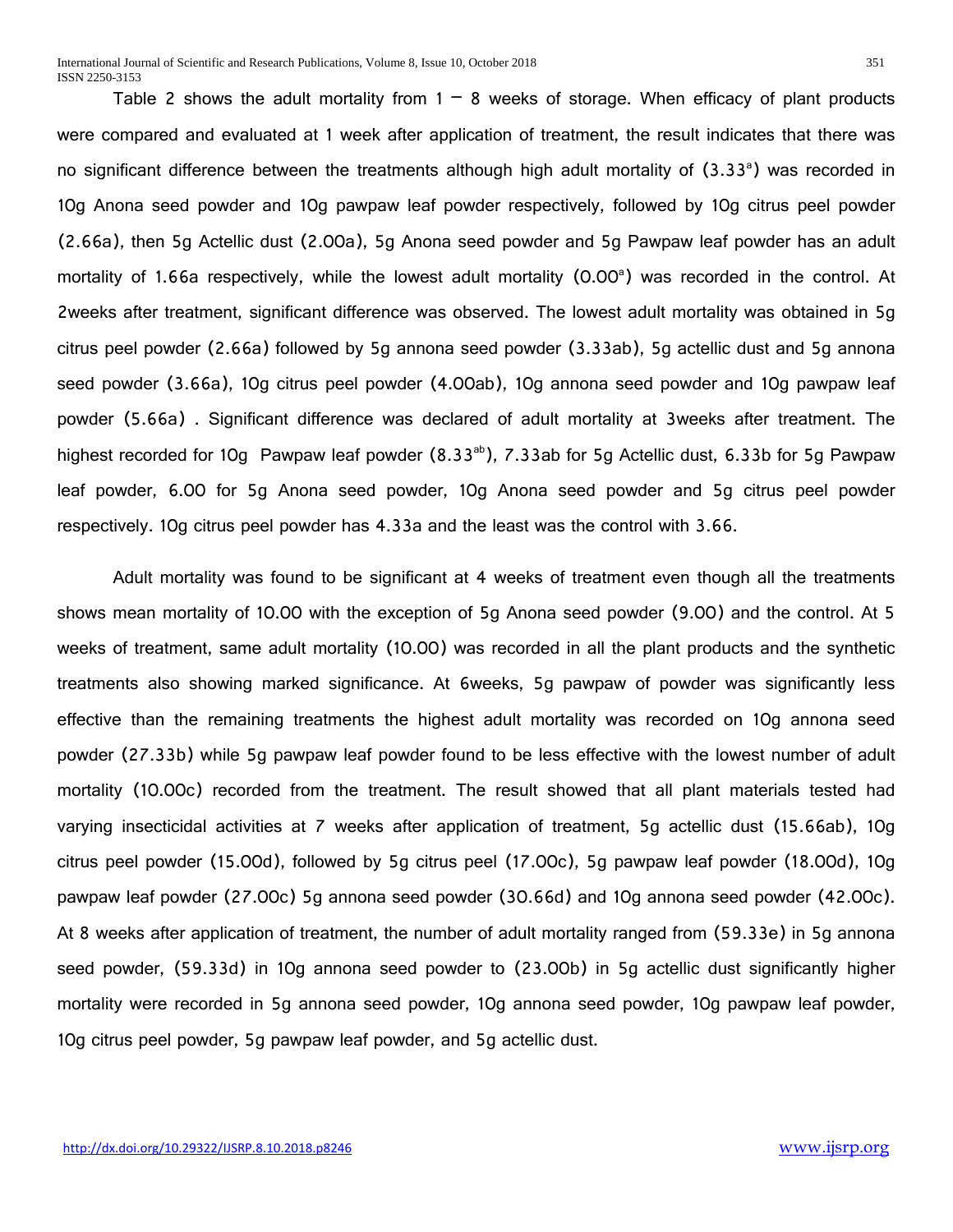Table 2 shows the adult mortality from 1 – 8 weeks of storage. When efficacy of plant products were compared and evaluated at 1 week after application of treatment, the result indicates that there was no significant difference between the treatments although high adult mortality of (3.33[a]) was recorded in 10g Anona seed powder and 10g pawpaw leaf powder respectively, followed by 10g citrus peel powder (2.66a), then 5g Actellic dust (2.00a), 5g Anona seed powder and 5g Pawpaw leaf powder has an adult mortality of 1.66a respectively, while the lowest adult mortality (0.00[a]) was recorded in the control. At 2weeks after treatment, significant difference was observed. The lowest adult mortality was obtained in 5g citrus peel powder (2.66a) followed by 5g annona seed powder (3.33ab), 5g actellic dust and 5g annona seed powder (3.66a), 10g citrus peel powder (4.00ab), 10g annona seed powder and 10g pawpaw leaf powder (5.66a) . Significant difference was declared of adult mortality at 3weeks after treatment. The highest recorded for 10g Pawpaw leaf powder (8.33[ab]), 7.33ab for 5g Actellic dust, 6.33b for 5g Pawpaw leaf powder, 6.00 for 5g Anona seed powder, 10g Anona seed powder and 5g citrus peel powder respectively. 10g citrus peel powder has 4.33a and the least was the control with 3.66.

Adult mortality was found to be significant at 4 weeks of treatment even though all the treatments shows mean mortality of 10.00 with the exception of 5g Anona seed powder (9.00) and the control. At 5 weeks of treatment, same adult mortality (10.00) was recorded in all the plant products and the synthetic treatments also showing marked significance. At 6weeks, 5g pawpaw of powder was significantly less effective than the remaining treatments the highest adult mortality was recorded on 10g annona seed powder (27.33b) while 5g pawpaw leaf powder found to be less effective with the lowest number of adult mortality (10.00c) recorded from the treatment. The result showed that all plant materials tested had varying insecticidal activities at 7 weeks after application of treatment, 5g actellic dust (15.66ab), 10g citrus peel powder (15.00d), followed by 5g citrus peel (17.00c), 5g pawpaw leaf powder (18.00d), 10g pawpaw leaf powder (27.00c) 5g annona seed powder (30.66d) and 10g annona seed powder (42.00c). At 8 weeks after application of treatment, the number of adult mortality ranged from (59.33e) in 5g annona seed powder, (59.33d) in 10g annona seed powder to (23.00b) in 5g actellic dust significantly higher mortality were recorded in 5g annona seed powder, 10g annona seed powder, 10g pawpaw leaf powder, 10g citrus peel powder, 5g pawpaw leaf powder, and 5g actellic dust.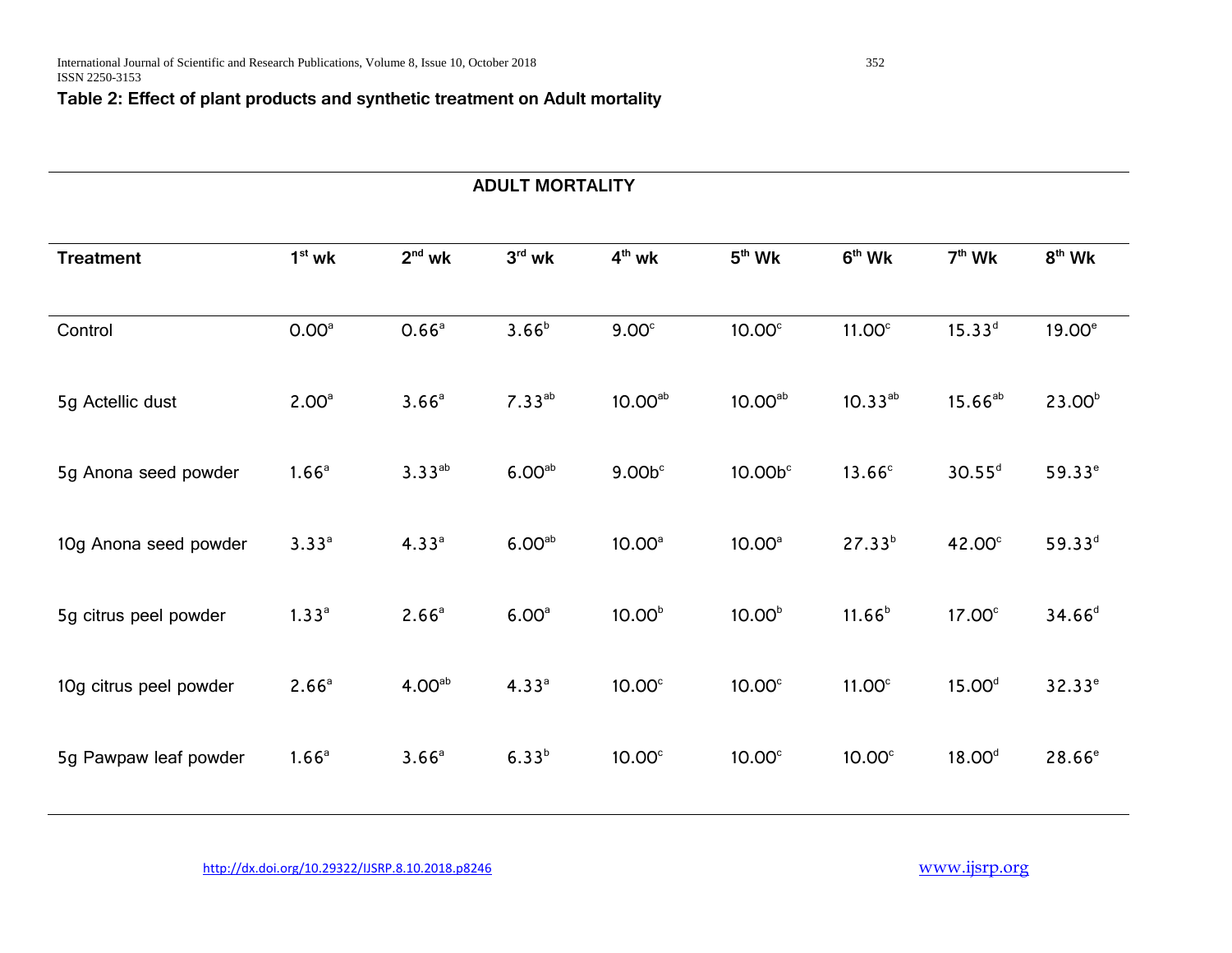**Table 2: Effect of plant products and synthetic treatment on Adult mortality**

| | ADULT MORTALITY | | | | | | | |
|---|---|---|---|---|---|---|---|---|
| **Treatment** | **1st wk** | **2nd wk** | **3rd wk** | **4th wk** | **5th Wk** | **6th Wk** | **7th Wk** | **8th Wk** |
| Control | $0.00^{a}$ | $0.66^{a}$ | $3.66^{b}$ | $9.00^{c}$ | $10.00^{c}$ | $11.00^{c}$ | $15.33^{d}$ | $19.00^{e}$ |
| 5g Actellic dust | $2.00^{a}$ | $3.66^{a}$ | $7.33^{ab}$ | $10.00^{ab}$ | $10.00^{ab}$ | $10.33^{ab}$ | $15.66^{ab}$ | $23.00^{b}$ |
| 5g Anona seed powder | $1.66^{a}$ | $3.33^{ab}$ | $6.00^{ab}$ | $9.00b^{c}$ | $10.00b^{c}$ | $13.66^{c}$ | $30.55^{d}$ | $59.33^{e}$ |
| 10g Anona seed powder | $3.33^{a}$ | $4.33^{a}$ | $6.00^{ab}$ | $10.00^{a}$ | $10.00^{a}$ | $27.33^{b}$ | $42.00^{c}$ | $59.33^{d}$ |
| 5g citrus peel powder | $1.33^{a}$ | $2.66^{a}$ | $6.00^{a}$ | $10.00^{b}$ | $10.00^{b}$ | $11.66^{b}$ | $17.00^{c}$ | $34.66^{d}$ |
| 10g citrus peel powder | $2.66^{a}$ | $4.00^{ab}$ | $4.33^{a}$ | $10.00^{c}$ | $10.00^{c}$ | $11.00^{c}$ | $15.00^{d}$ | $32.33^{e}$ |
| 5g Pawpaw leaf powder | $1.66^{a}$ | $3.66^{a}$ | $6.33^{b}$ | $10.00^{c}$ | $10.00^{c}$ | $10.00^{c}$ | $18.00^{d}$ | $28.66^{e}$ |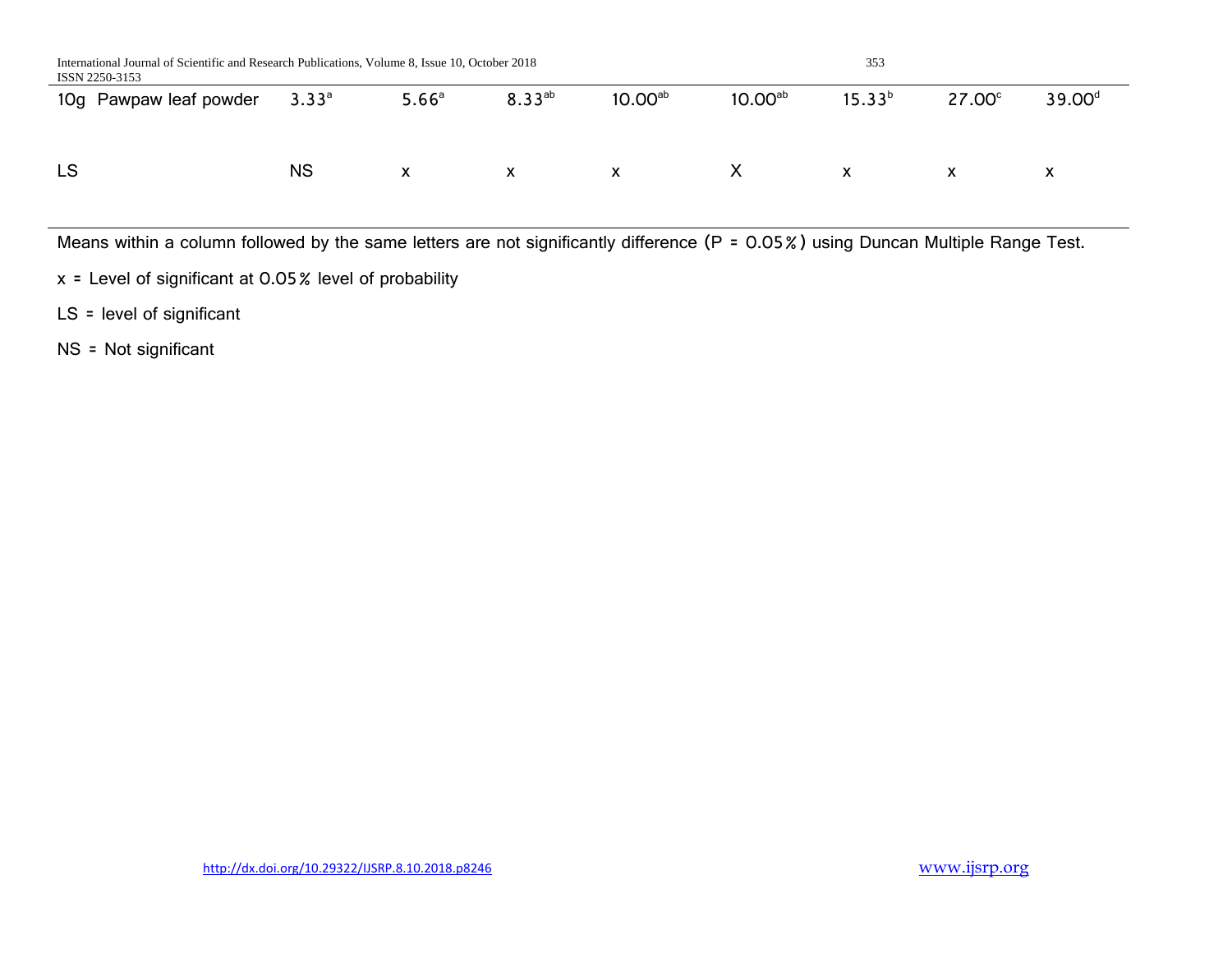| | | | | | | | | |
|---|---|---|---|---|---|---|---|---|
| 10g Pawpaw leaf powder | $3.33^{a}$ | $5.66^{a}$ | $8.33^{ab}$ | $10.00^{ab}$ | $10.00^{ab}$ | $15.33^{b}$ | $27.00^{c}$ | $39.00^{d}$ |
| LS | NS | x | x | x | X | x | x | x |

Means within a column followed by the same letters are not significantly difference (P = 0.05%) using Duncan Multiple Range Test.

x = Level of significant at 0.05% level of probability

LS = level of significant

NS = Not significant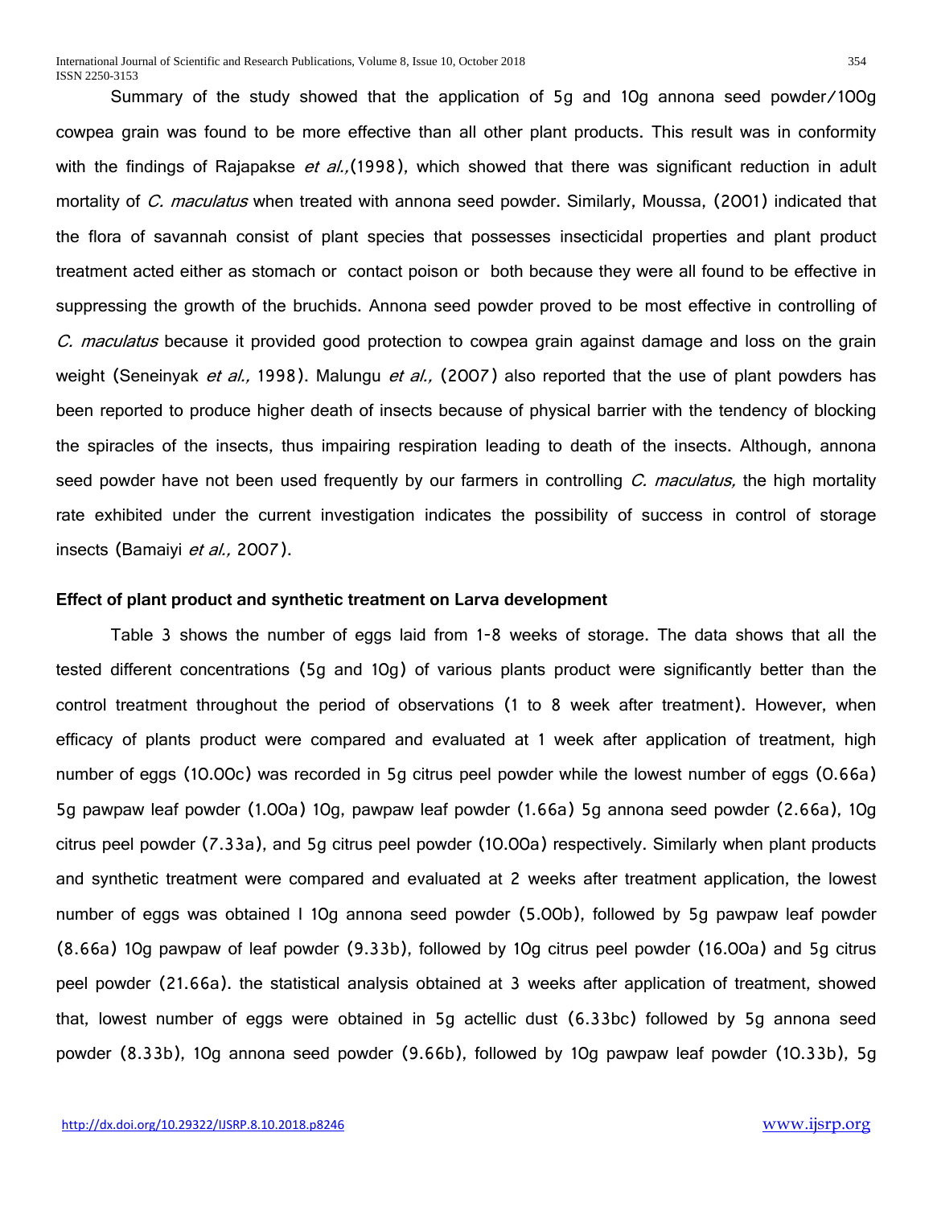Summary of the study showed that the application of 5g and 10g annona seed powder/100g cowpea grain was found to be more effective than all other plant products. This result was in conformity with the findings of Rajapakse *et al.,*(1998), which showed that there was significant reduction in adult mortality of *C. maculatus* when treated with annona seed powder. Similarly, Moussa, (2001) indicated that the flora of savannah consist of plant species that possesses insecticidal properties and plant product treatment acted either as stomach or contact poison or both because they were all found to be effective in suppressing the growth of the bruchids. Annona seed powder proved to be most effective in controlling of *C. maculatus* because it provided good protection to cowpea grain against damage and loss on the grain weight (Seneinyak *et al.,* 1998). Malungu *et al.,* (2007) also reported that the use of plant powders has been reported to produce higher death of insects because of physical barrier with the tendency of blocking the spiracles of the insects, thus impairing respiration leading to death of the insects. Although, annona seed powder have not been used frequently by our farmers in controlling *C. maculatus,* the high mortality rate exhibited under the current investigation indicates the possibility of success in control of storage insects (Bamaiyi *et al.,* 2007).

**Effect of plant product and synthetic treatment on Larva development**

Table 3 shows the number of eggs laid from 1-8 weeks of storage. The data shows that all the tested different concentrations (5g and 10g) of various plants product were significantly better than the control treatment throughout the period of observations (1 to 8 week after treatment). However, when efficacy of plants product were compared and evaluated at 1 week after application of treatment, high number of eggs (10.00c) was recorded in 5g citrus peel powder while the lowest number of eggs (0.66a) 5g pawpaw leaf powder (1.00a) 10g, pawpaw leaf powder (1.66a) 5g annona seed powder (2.66a), 10g citrus peel powder (7.33a), and 5g citrus peel powder (10.00a) respectively. Similarly when plant products and synthetic treatment were compared and evaluated at 2 weeks after treatment application, the lowest number of eggs was obtained I 10g annona seed powder (5.00b), followed by 5g pawpaw leaf powder (8.66a) 10g pawpaw of leaf powder (9.33b), followed by 10g citrus peel powder (16.00a) and 5g citrus peel powder (21.66a). the statistical analysis obtained at 3 weeks after application of treatment, showed that, lowest number of eggs were obtained in 5g actellic dust (6.33bc) followed by 5g annona seed powder (8.33b), 10g annona seed powder (9.66b), followed by 10g pawpaw leaf powder (10.33b), 5g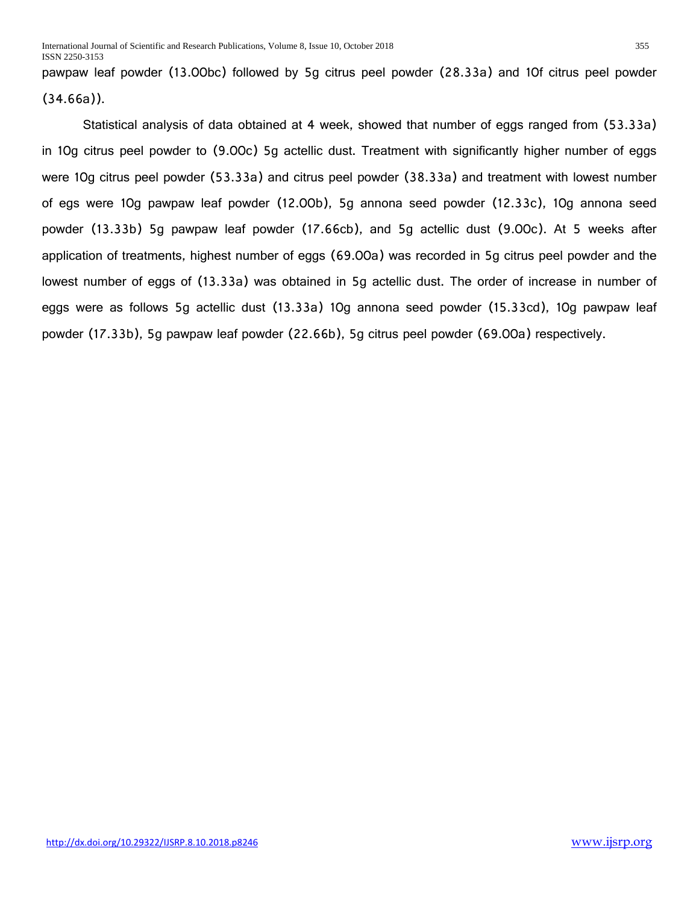pawpaw leaf powder (13.00bc) followed by 5g citrus peel powder (28.33a) and 10f citrus peel powder (34.66a)).

Statistical analysis of data obtained at 4 week, showed that number of eggs ranged from (53.33a) in 10g citrus peel powder to (9.00c) 5g actellic dust. Treatment with significantly higher number of eggs were 10g citrus peel powder (53.33a) and citrus peel powder (38.33a) and treatment with lowest number of egs were 10g pawpaw leaf powder (12.00b), 5g annona seed powder (12.33c), 10g annona seed powder (13.33b) 5g pawpaw leaf powder (17.66cb), and 5g actellic dust (9.00c). At 5 weeks after application of treatments, highest number of eggs (69.00a) was recorded in 5g citrus peel powder and the lowest number of eggs of (13.33a) was obtained in 5g actellic dust. The order of increase in number of eggs were as follows 5g actellic dust (13.33a) 10g annona seed powder (15.33cd), 10g pawpaw leaf powder (17.33b), 5g pawpaw leaf powder (22.66b), 5g citrus peel powder (69.00a) respectively.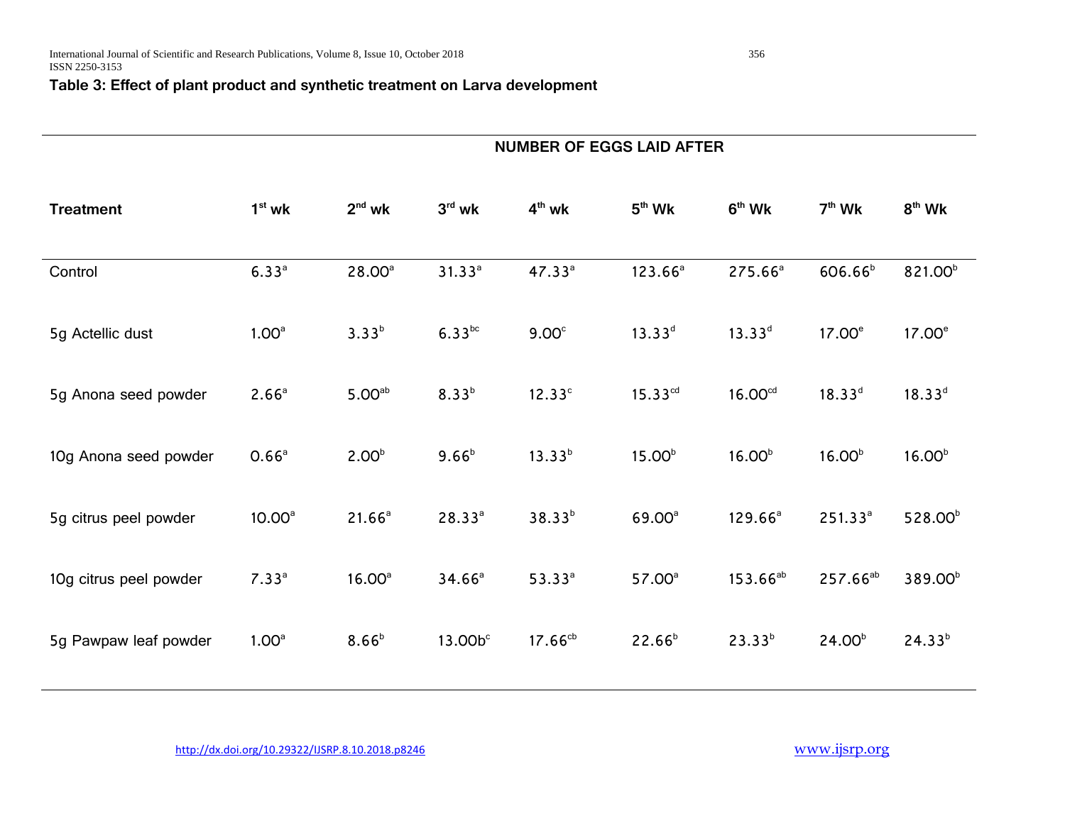**Table 3: Effect of plant product and synthetic treatment on Larva development**

| | NUMBER OF EGGS LAID AFTER | | | | | | | |
|---|---|---|---|---|---|---|---|---|
| **Treatment** | **1st wk** | **2nd wk** | **3rd wk** | **4th wk** | **5th Wk** | **6th Wk** | **7th Wk** | **8th Wk** |
| Control | $6.33^{a}$ | $28.00^{a}$ | $31.33^{a}$ | $47.33^{a}$ | $123.66^{a}$ | $275.66^{a}$ | $606.66^{b}$ | $821.00^{b}$ |
| 5g Actellic dust | $1.00^{a}$ | $3.33^{b}$ | $6.33^{bc}$ | $9.00^{c}$ | $13.33^{d}$ | $13.33^{d}$ | $17.00^{e}$ | $17.00^{e}$ |
| 5g Anona seed powder | $2.66^{a}$ | $5.00^{ab}$ | $8.33^{b}$ | $12.33^{c}$ | $15.33^{cd}$ | $16.00^{cd}$ | $18.33^{d}$ | $18.33^{d}$ |
| 10g Anona seed powder | $0.66^{a}$ | $2.00^{b}$ | $9.66^{b}$ | $13.33^{b}$ | $15.00^{b}$ | $16.00^{b}$ | $16.00^{b}$ | $16.00^{b}$ |
| 5g citrus peel powder | $10.00^{a}$ | $21.66^{a}$ | $28.33^{a}$ | $38.33^{b}$ | $69.00^{a}$ | $129.66^{a}$ | $251.33^{a}$ | $528.00^{b}$ |
| 10g citrus peel powder | $7.33^{a}$ | $16.00^{a}$ | $34.66^{a}$ | $53.33^{a}$ | $57.00^{a}$ | $153.66^{ab}$ | $257.66^{ab}$ | $389.00^{b}$ |
| 5g Pawpaw leaf powder | $1.00^{a}$ | $8.66^{b}$ | $13.00b^{c}$ | $17.66^{cb}$ | $22.66^{b}$ | $23.33^{b}$ | $24.00^{b}$ | $24.33^{b}$ |

http://dx.doi.org/10.29322/IJSRP.8.10.2018.p8246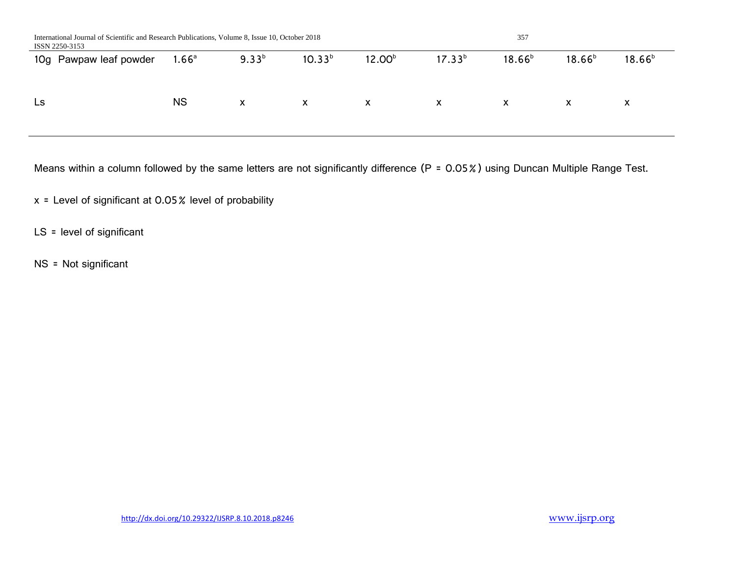| | | | | | | | | |
|---|---|---|---|---|---|---|---|---|
| 10g Pawpaw leaf powder | $1.66^{a}$ | $9.33^{b}$ | $10.33^{b}$ | $12.00^{b}$ | $17.33^{b}$ | $18.66^{b}$ | $18.66^{b}$ | $18.66^{b}$ |
| Ls | NS | x | x | x | x | x | x | x |

Means within a column followed by the same letters are not significantly difference (P = 0.05%) using Duncan Multiple Range Test.

x = Level of significant at 0.05% level of probability

LS = level of significant

NS = Not significant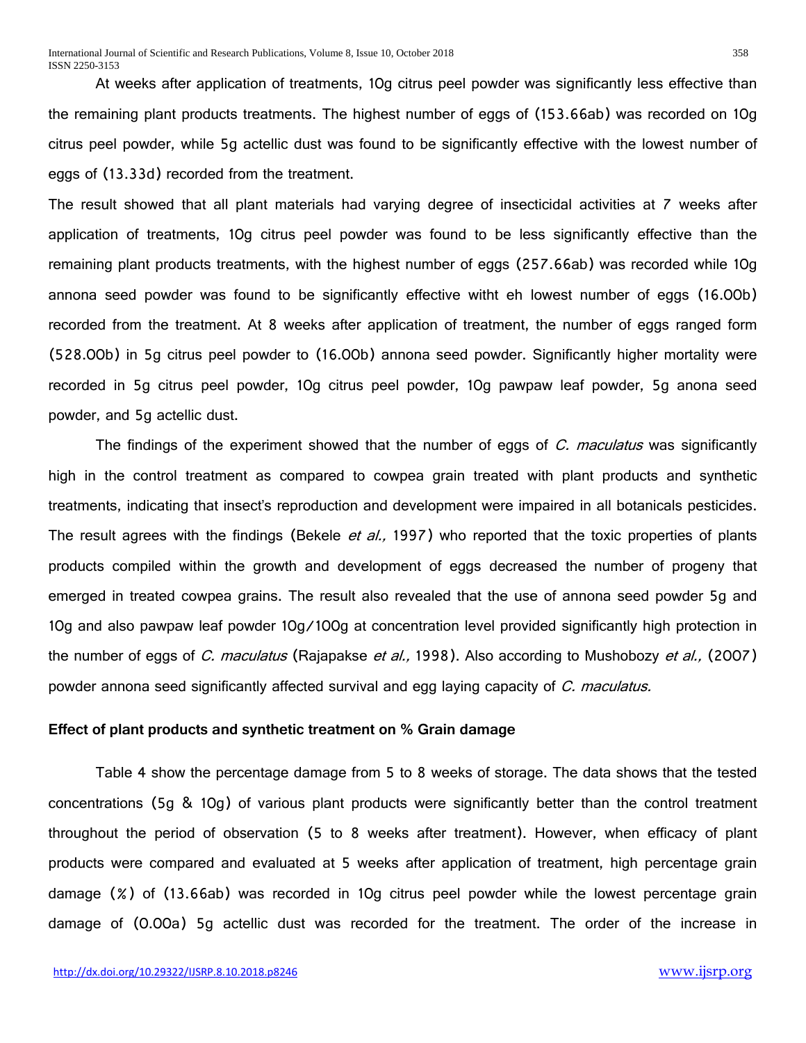At weeks after application of treatments, 10g citrus peel powder was significantly less effective than the remaining plant products treatments. The highest number of eggs of (153.66ab) was recorded on 10g citrus peel powder, while 5g actellic dust was found to be significantly effective with the lowest number of eggs of (13.33d) recorded from the treatment.

The result showed that all plant materials had varying degree of insecticidal activities at 7 weeks after application of treatments, 10g citrus peel powder was found to be less significantly effective than the remaining plant products treatments, with the highest number of eggs (257.66ab) was recorded while 10g annona seed powder was found to be significantly effective witht eh lowest number of eggs (16.00b) recorded from the treatment. At 8 weeks after application of treatment, the number of eggs ranged form (528.00b) in 5g citrus peel powder to (16.00b) annona seed powder. Significantly higher mortality were recorded in 5g citrus peel powder, 10g citrus peel powder, 10g pawpaw leaf powder, 5g anona seed powder, and 5g actellic dust.

The findings of the experiment showed that the number of eggs of *C. maculatus* was significantly high in the control treatment as compared to cowpea grain treated with plant products and synthetic treatments, indicating that insect's reproduction and development were impaired in all botanicals pesticides. The result agrees with the findings (Bekele *et al.,* 1997) who reported that the toxic properties of plants products compiled within the growth and development of eggs decreased the number of progeny that emerged in treated cowpea grains. The result also revealed that the use of annona seed powder 5g and 10g and also pawpaw leaf powder 10g/100g at concentration level provided significantly high protection in the number of eggs of *C. maculatus* (Rajapakse *et al.,* 1998). Also according to Mushobozy *et al.,* (2007) powder annona seed significantly affected survival and egg laying capacity of *C. maculatus.*

**Effect of plant products and synthetic treatment on % Grain damage**

Table 4 show the percentage damage from 5 to 8 weeks of storage. The data shows that the tested concentrations (5g & 10g) of various plant products were significantly better than the control treatment throughout the period of observation (5 to 8 weeks after treatment). However, when efficacy of plant products were compared and evaluated at 5 weeks after application of treatment, high percentage grain damage (%) of (13.66ab) was recorded in 10g citrus peel powder while the lowest percentage grain damage of (0.00a) 5g actellic dust was recorded for the treatment. The order of the increase in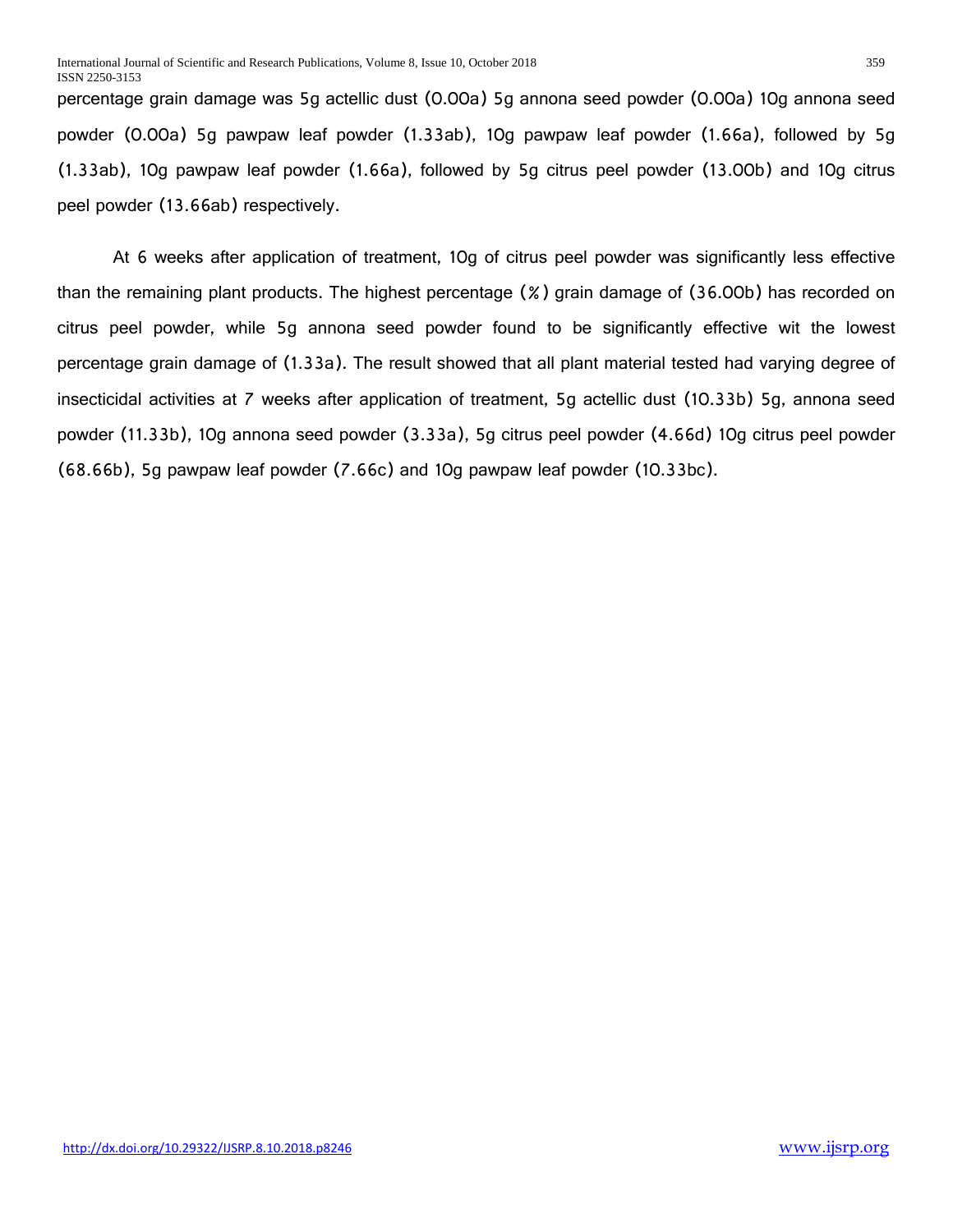percentage grain damage was 5g actellic dust (0.00a) 5g annona seed powder (0.00a) 10g annona seed powder (0.00a) 5g pawpaw leaf powder (1.33ab), 10g pawpaw leaf powder (1.66a), followed by 5g (1.33ab), 10g pawpaw leaf powder (1.66a), followed by 5g citrus peel powder (13.00b) and 10g citrus peel powder (13.66ab) respectively.

At 6 weeks after application of treatment, 10g of citrus peel powder was significantly less effective than the remaining plant products. The highest percentage (%) grain damage of (36.00b) has recorded on citrus peel powder, while 5g annona seed powder found to be significantly effective wit the lowest percentage grain damage of (1.33a). The result showed that all plant material tested had varying degree of insecticidal activities at 7 weeks after application of treatment, 5g actellic dust (10.33b) 5g, annona seed powder (11.33b), 10g annona seed powder (3.33a), 5g citrus peel powder (4.66d) 10g citrus peel powder (68.66b), 5g pawpaw leaf powder (7.66c) and 10g pawpaw leaf powder (10.33bc).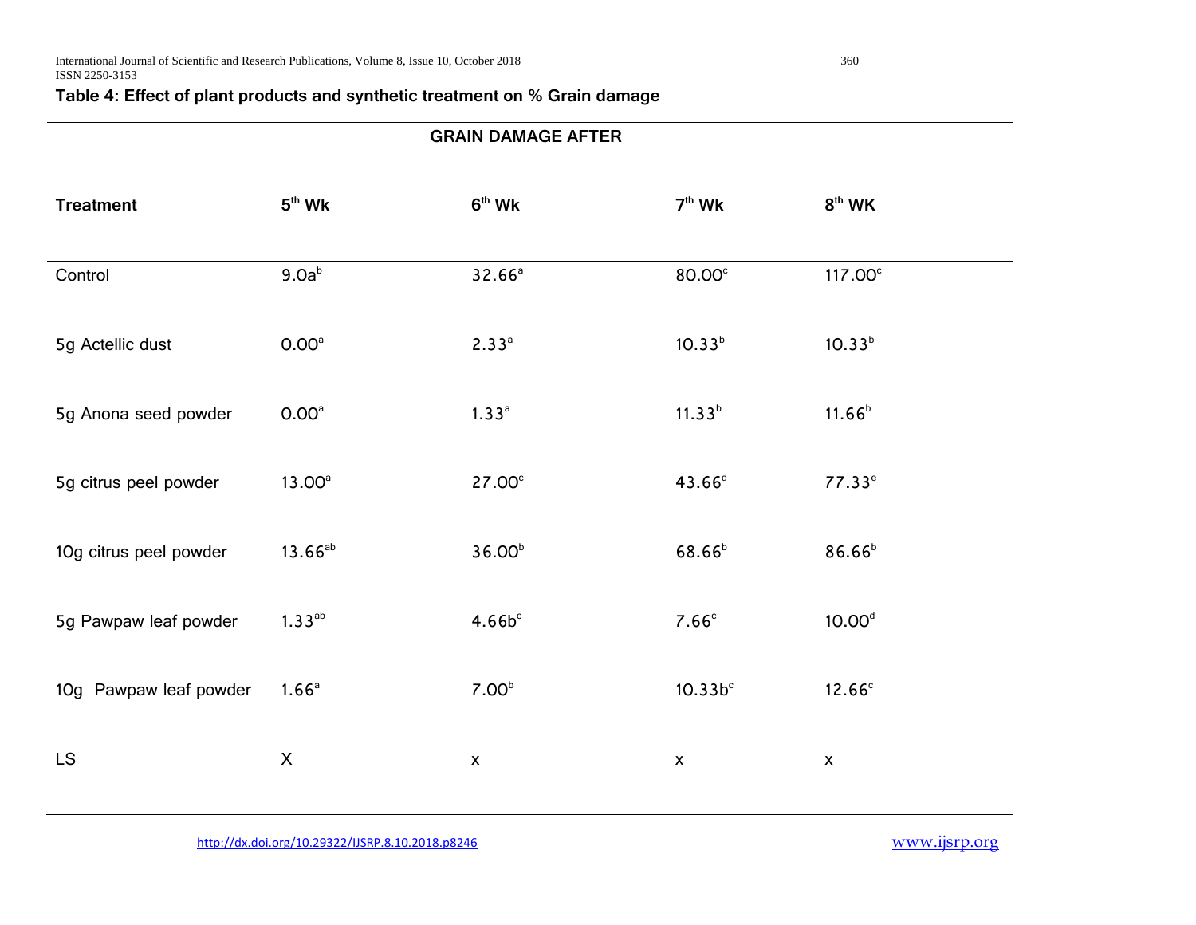**Table 4: Effect of plant products and synthetic treatment on % Grain damage**

| | GRAIN DAMAGE AFTER | | | |
|---|---|---|---|---|
| **Treatment** | **5th Wk** | **6th Wk** | **7th Wk** | **8th WK** |
| Control | 9.0a[b] | 32.66[a] | 80.00[c] | 117.00[c] |
| 5g Actellic dust | 0.00[a] | 2.33[a] | 10.33[b] | 10.33[b] |
| 5g Anona seed powder | 0.00[a] | 1.33[a] | 11.33[b] | 11.66[b] |
| 5g citrus peel powder | 13.00[a] | 27.00[c] | 43.66[d] | 77.33[e] |
| 10g citrus peel powder | 13.66[ab] | 36.00[b] | 68.66[b] | 86.66[b] |
| 5g Pawpaw leaf powder | 1.33[ab] | 4.66b[c] | 7.66[c] | 10.00[d] |
| 10g Pawpaw leaf powder | 1.66[a] | 7.00[b] | 10.33b[c] | 12.66[c] |
| LS | X | x | x | x |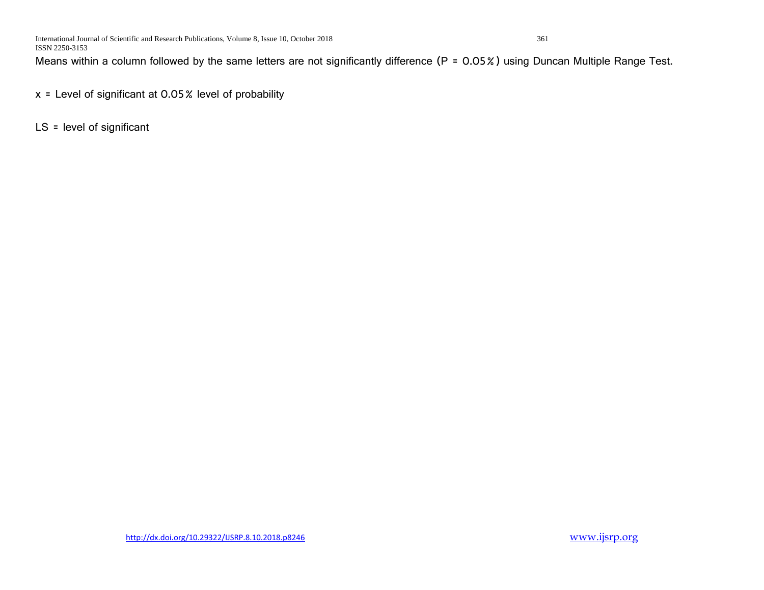Means within a column followed by the same letters are not significantly difference (P = 0.05%) using Duncan Multiple Range Test.

x = Level of significant at 0.05% level of probability

LS = level of significant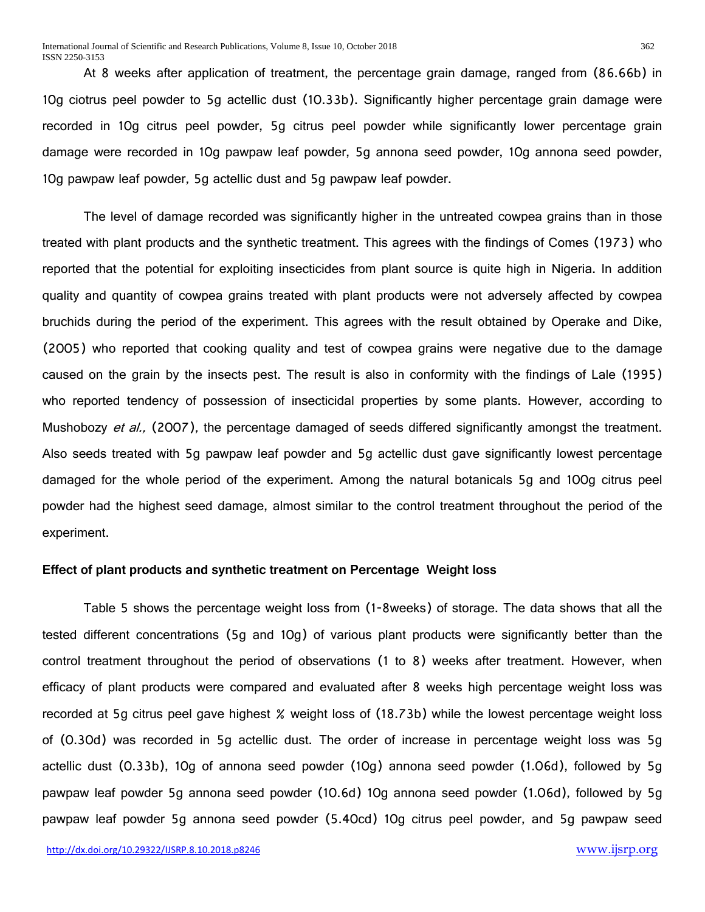At 8 weeks after application of treatment, the percentage grain damage, ranged from (86.66b) in 10g ciotrus peel powder to 5g actellic dust (10.33b). Significantly higher percentage grain damage were recorded in 10g citrus peel powder, 5g citrus peel powder while significantly lower percentage grain damage were recorded in 10g pawpaw leaf powder, 5g annona seed powder, 10g annona seed powder, 10g pawpaw leaf powder, 5g actellic dust and 5g pawpaw leaf powder.

The level of damage recorded was significantly higher in the untreated cowpea grains than in those treated with plant products and the synthetic treatment. This agrees with the findings of Comes (1973) who reported that the potential for exploiting insecticides from plant source is quite high in Nigeria. In addition quality and quantity of cowpea grains treated with plant products were not adversely affected by cowpea bruchids during the period of the experiment. This agrees with the result obtained by Operake and Dike, (2005) who reported that cooking quality and test of cowpea grains were negative due to the damage caused on the grain by the insects pest. The result is also in conformity with the findings of Lale (1995) who reported tendency of possession of insecticidal properties by some plants. However, according to Mushobozy *et al.,* (2007), the percentage damaged of seeds differed significantly amongst the treatment. Also seeds treated with 5g pawpaw leaf powder and 5g actellic dust gave significantly lowest percentage damaged for the whole period of the experiment. Among the natural botanicals 5g and 100g citrus peel powder had the highest seed damage, almost similar to the control treatment throughout the period of the experiment.

**Effect of plant products and synthetic treatment on Percentage Weight loss**

Table 5 shows the percentage weight loss from (1-8weeks) of storage. The data shows that all the tested different concentrations (5g and 10g) of various plant products were significantly better than the control treatment throughout the period of observations (1 to 8) weeks after treatment. However, when efficacy of plant products were compared and evaluated after 8 weeks high percentage weight loss was recorded at 5g citrus peel gave highest % weight loss of (18.73b) while the lowest percentage weight loss of (0.30d) was recorded in 5g actellic dust. The order of increase in percentage weight loss was 5g actellic dust (0.33b), 10g of annona seed powder (10g) annona seed powder (1.06d), followed by 5g pawpaw leaf powder 5g annona seed powder (10.6d) 10g annona seed powder (1.06d), followed by 5g pawpaw leaf powder 5g annona seed powder (5.40cd) 10g citrus peel powder, and 5g pawpaw seed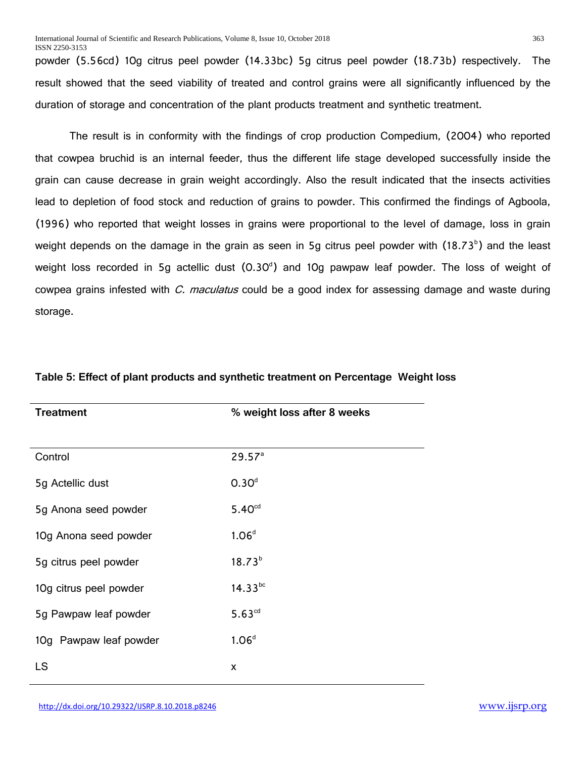powder (5.56cd) 10g citrus peel powder (14.33bc) 5g citrus peel powder (18.73b) respectively. The result showed that the seed viability of treated and control grains were all significantly influenced by the duration of storage and concentration of the plant products treatment and synthetic treatment.

The result is in conformity with the findings of crop production Compedium, (2004) who reported that cowpea bruchid is an internal feeder, thus the different life stage developed successfully inside the grain can cause decrease in grain weight accordingly. Also the result indicated that the insects activities lead to depletion of food stock and reduction of grains to powder. This confirmed the findings of Agboola, (1996) who reported that weight losses in grains were proportional to the level of damage, loss in grain weight depends on the damage in the grain as seen in 5g citrus peel powder with ($18.73^{b}$) and the least weight loss recorded in 5g actellic dust ($0.30^{d}$) and 10g pawpaw leaf powder. The loss of weight of cowpea grains infested with *C. maculatus* could be a good index for assessing damage and waste during storage.

**Table 5: Effect of plant products and synthetic treatment on Percentage Weight loss**

| Treatment | % weight loss after 8 weeks |
|---|---|
| Control | $29.57^{a}$ |
| 5g Actellic dust | $0.30^{d}$ |
| 5g Anona seed powder | $5.40^{cd}$ |
| 10g Anona seed powder | $1.06^{d}$ |
| 5g citrus peel powder | $18.73^{b}$ |
| 10g citrus peel powder | $14.33^{bc}$ |
| 5g Pawpaw leaf powder | $5.63^{cd}$ |
| 10g Pawpaw leaf powder | $1.06^{d}$ |
| LS | x |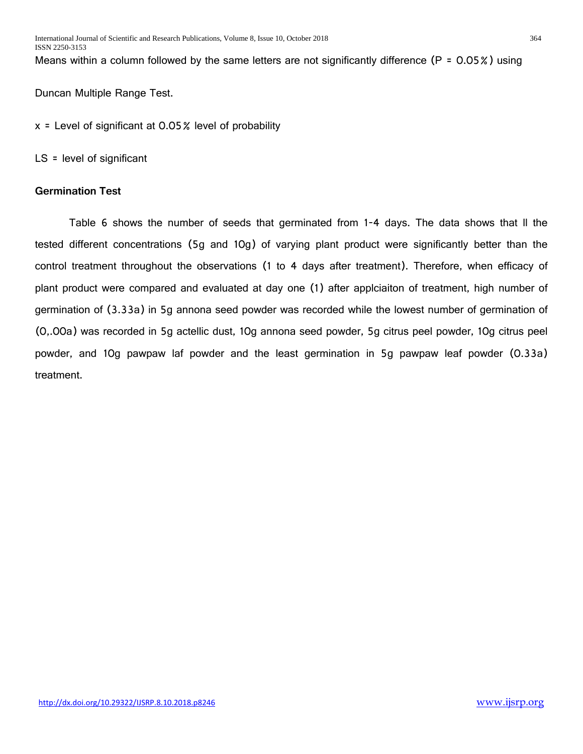Means within a column followed by the same letters are not significantly difference (P = 0.05%) using

Duncan Multiple Range Test.

x = Level of significant at 0.05% level of probability

LS = level of significant

**Germination Test**

Table 6 shows the number of seeds that germinated from 1-4 days. The data shows that ll the tested different concentrations (5g and 10g) of varying plant product were significantly better than the control treatment throughout the observations (1 to 4 days after treatment). Therefore, when efficacy of plant product were compared and evaluated at day one (1) after applciaiton of treatment, high number of germination of (3.33a) in 5g annona seed powder was recorded while the lowest number of germination of (0,.00a) was recorded in 5g actellic dust, 10g annona seed powder, 5g citrus peel powder, 10g citrus peel powder, and 10g pawpaw laf powder and the least germination in 5g pawpaw leaf powder (0.33a) treatment.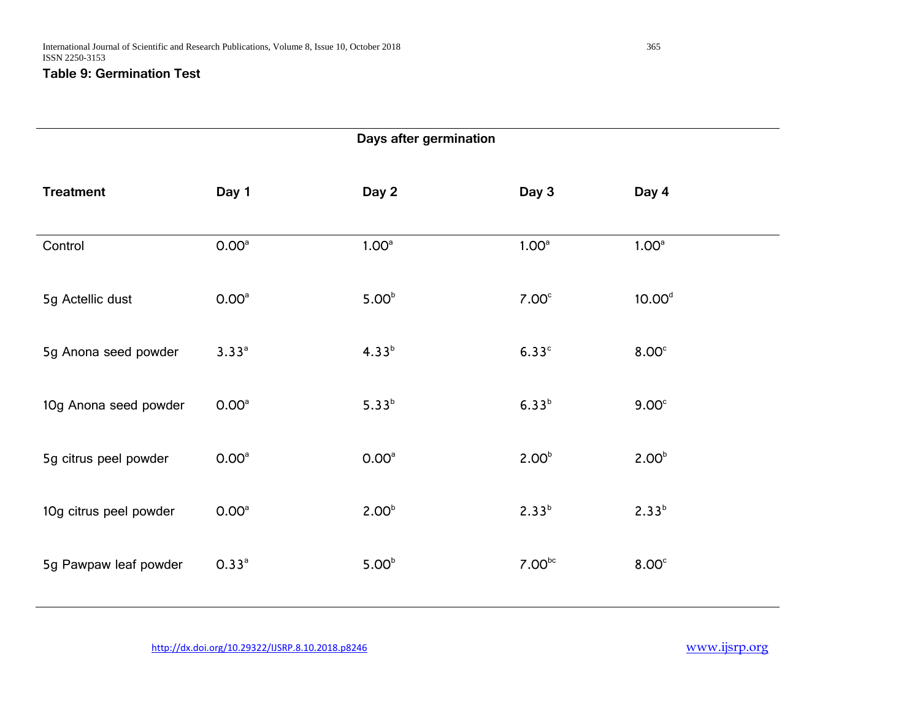**Table 9: Germination Test**

| | Days after germination | | | |
|---|---|---|---|---|
| **Treatment** | **Day 1** | **Day 2** | **Day 3** | **Day 4** |
| Control | $0.00^{a}$ | $1.00^{a}$ | $1.00^{a}$ | $1.00^{a}$ |
| 5g Actellic dust | $0.00^{a}$ | $5.00^{b}$ | $7.00^{c}$ | $10.00^{d}$ |
| 5g Anona seed powder | $3.33^{a}$ | $4.33^{b}$ | $6.33^{c}$ | $8.00^{c}$ |
| 10g Anona seed powder | $0.00^{a}$ | $5.33^{b}$ | $6.33^{b}$ | $9.00^{c}$ |
| 5g citrus peel powder | $0.00^{a}$ | $0.00^{a}$ | $2.00^{b}$ | $2.00^{b}$ |
| 10g citrus peel powder | $0.00^{a}$ | $2.00^{b}$ | $2.33^{b}$ | $2.33^{b}$ |
| 5g Pawpaw leaf powder | $0.33^{a}$ | $5.00^{b}$ | $7.00^{bc}$ | $8.00^{c}$ |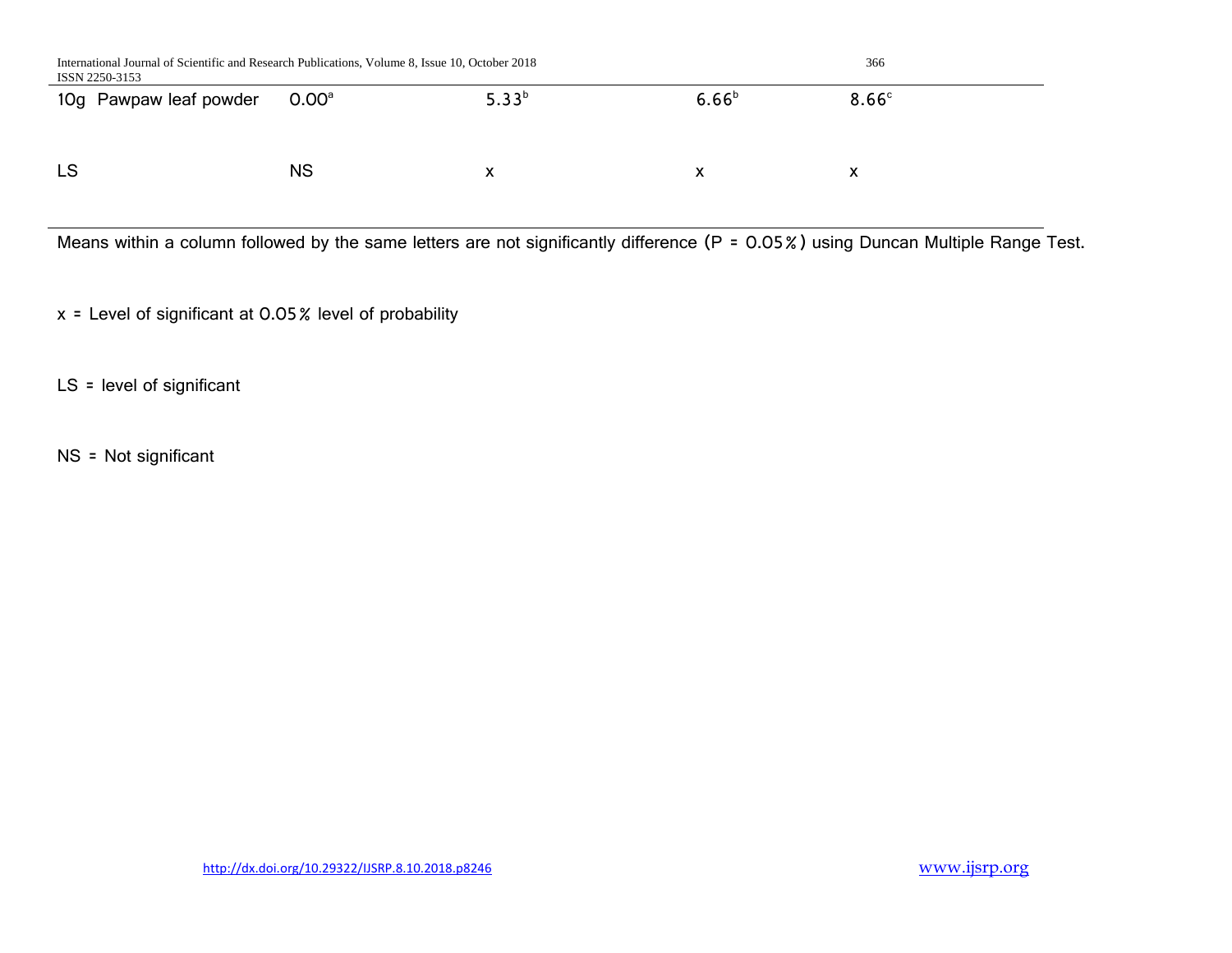| | | | | |
|---|---|---|---|---|
| 10g Pawpaw leaf powder | 0.00[a] | 5.33[b] | 6.66[b] | 8.66[c] |
| LS | NS | x | x | x |

Means within a column followed by the same letters are not significantly difference (P = 0.05%) using Duncan Multiple Range Test.

x = Level of significant at 0.05% level of probability

LS = level of significant

NS = Not significant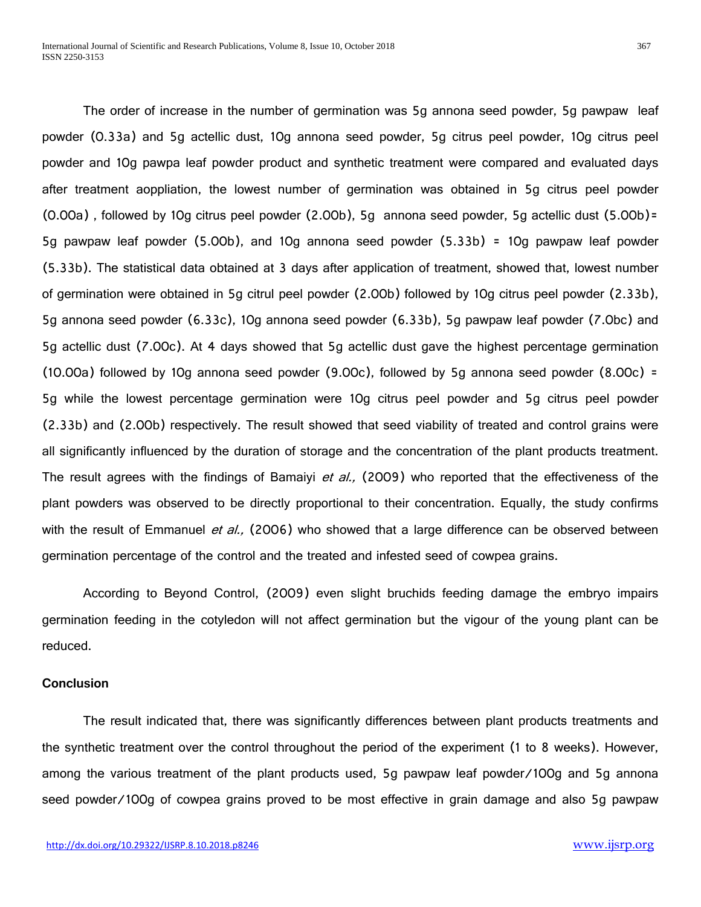The order of increase in the number of germination was 5g annona seed powder, 5g pawpaw leaf powder (0.33a) and 5g actellic dust, 10g annona seed powder, 5g citrus peel powder, 10g citrus peel powder and 10g pawpa leaf powder product and synthetic treatment were compared and evaluated days after treatment aoppliation, the lowest number of germination was obtained in 5g citrus peel powder (0.00a) , followed by 10g citrus peel powder (2.00b), 5g annona seed powder, 5g actellic dust (5.00b)= 5g pawpaw leaf powder (5.00b), and 10g annona seed powder (5.33b) = 10g pawpaw leaf powder (5.33b). The statistical data obtained at 3 days after application of treatment, showed that, lowest number of germination were obtained in 5g citrul peel powder (2.00b) followed by 10g citrus peel powder (2.33b), 5g annona seed powder (6.33c), 10g annona seed powder (6.33b), 5g pawpaw leaf powder (7.0bc) and 5g actellic dust (7.00c). At 4 days showed that 5g actellic dust gave the highest percentage germination (10.00a) followed by 10g annona seed powder (9.00c), followed by 5g annona seed powder (8.00c) = 5g while the lowest percentage germination were 10g citrus peel powder and 5g citrus peel powder (2.33b) and (2.00b) respectively. The result showed that seed viability of treated and control grains were all significantly influenced by the duration of storage and the concentration of the plant products treatment. The result agrees with the findings of Bamaiyi *et al.,* (2009) who reported that the effectiveness of the plant powders was observed to be directly proportional to their concentration. Equally, the study confirms with the result of Emmanuel *et al.,* (2006) who showed that a large difference can be observed between germination percentage of the control and the treated and infested seed of cowpea grains.

According to Beyond Control, (2009) even slight bruchids feeding damage the embryo impairs germination feeding in the cotyledon will not affect germination but the vigour of the young plant can be reduced.

**Conclusion**

The result indicated that, there was significantly differences between plant products treatments and the synthetic treatment over the control throughout the period of the experiment (1 to 8 weeks). However, among the various treatment of the plant products used, 5g pawpaw leaf powder/100g and 5g annona seed powder/100g of cowpea grains proved to be most effective in grain damage and also 5g pawpaw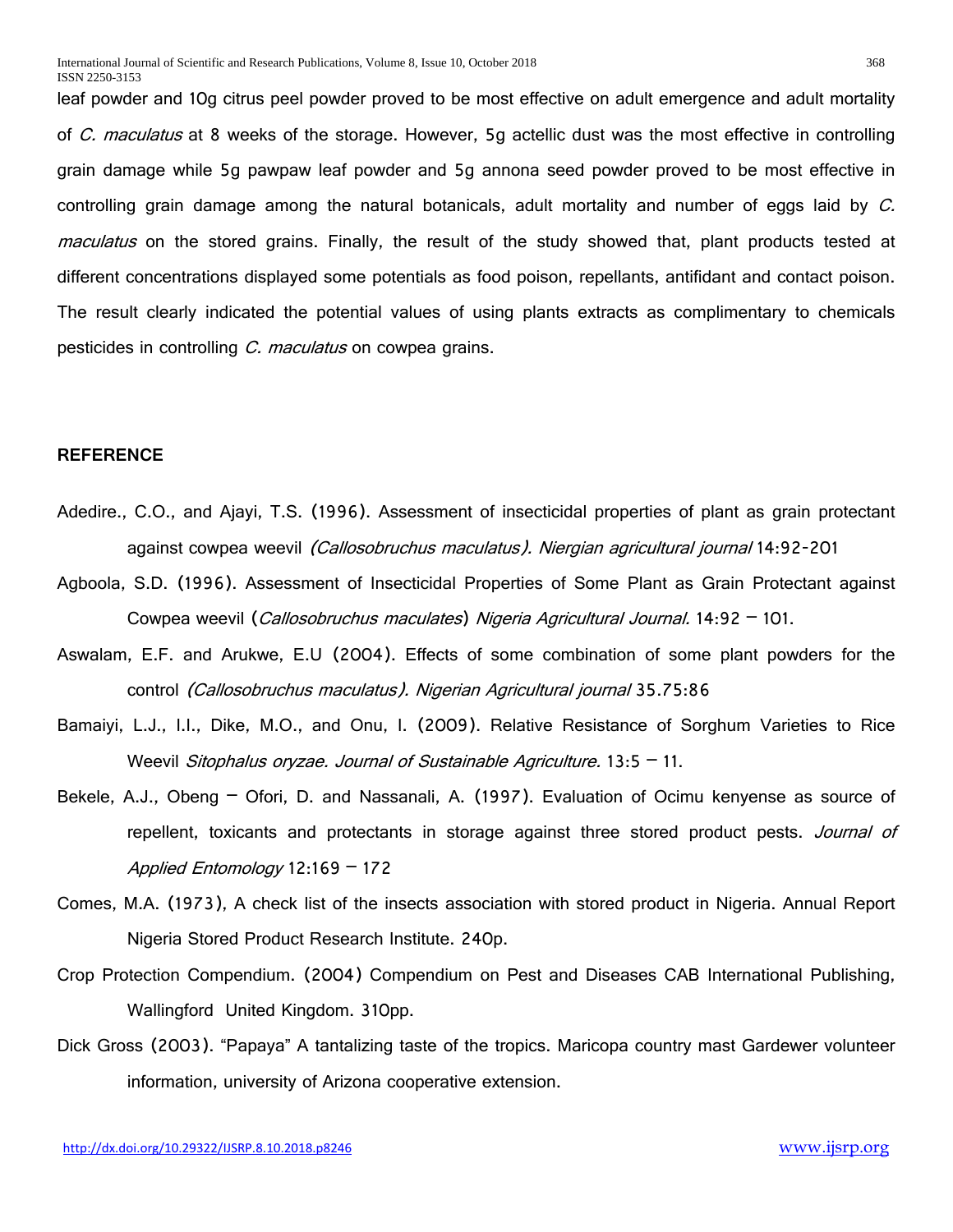leaf powder and 10g citrus peel powder proved to be most effective on adult emergence and adult mortality of *C. maculatus* at 8 weeks of the storage. However, 5g actellic dust was the most effective in controlling grain damage while 5g pawpaw leaf powder and 5g annona seed powder proved to be most effective in controlling grain damage among the natural botanicals, adult mortality and number of eggs laid by *C. maculatus* on the stored grains. Finally, the result of the study showed that, plant products tested at different concentrations displayed some potentials as food poison, repellants, antifidant and contact poison. The result clearly indicated the potential values of using plants extracts as complimentary to chemicals pesticides in controlling *C. maculatus* on cowpea grains.

## REFERENCE

Adedire., C.O., and Ajayi, T.S. (1996). Assessment of insecticidal properties of plant as grain protectant against cowpea weevil *(Callosobruchus maculatus). Niergian agricultural journal* 14:92-201

Agboola, S.D. (1996). Assessment of Insecticidal Properties of Some Plant as Grain Protectant against Cowpea weevil (*Callosobruchus maculates*) *Nigeria Agricultural Journal.* 14:92 – 101.

Aswalam, E.F. and Arukwe, E.U (2004). Effects of some combination of some plant powders for the control *(Callosobruchus maculatus). Nigerian Agricultural journal* 35.75:86

Bamaiyi, L.J., I.I., Dike, M.O., and Onu, I. (2009). Relative Resistance of Sorghum Varieties to Rice Weevil *Sitophalus oryzae. Journal of Sustainable Agriculture.* 13:5 – 11.

Bekele, A.J., Obeng – Ofori, D. and Nassanali, A. (1997). Evaluation of Ocimu kenyense as source of repellent, toxicants and protectants in storage against three stored product pests. *Journal of Applied Entomology* 12:169 – 172

Comes, M.A. (1973), A check list of the insects association with stored product in Nigeria. Annual Report Nigeria Stored Product Research Institute. 240p.

Crop Protection Compendium. (2004) Compendium on Pest and Diseases CAB International Publishing, Wallingford United Kingdom. 310pp.

Dick Gross (2003). "Papaya" A tantalizing taste of the tropics. Maricopa country mast Gardewer volunteer information, university of Arizona cooperative extension.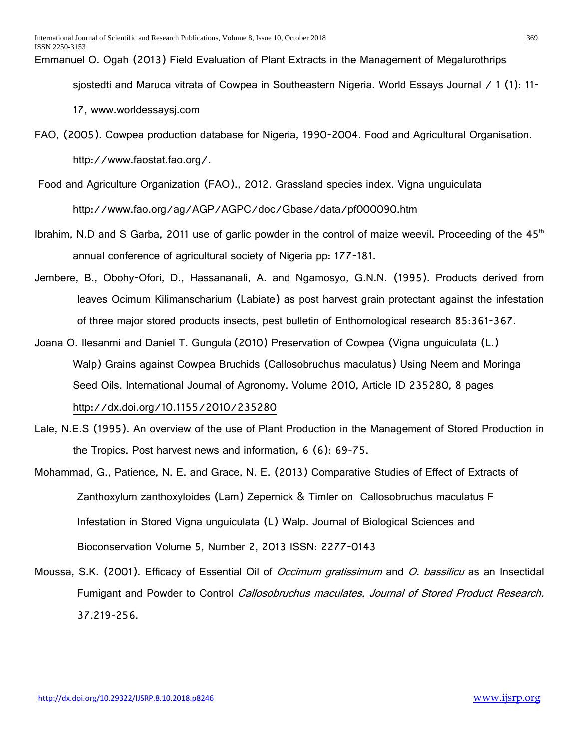Emmanuel O. Ogah (2013) Field Evaluation of Plant Extracts in the Management of Megalurothrips sjostedti and Maruca vitrata of Cowpea in Southeastern Nigeria. World Essays Journal / 1 (1): 11-17, www.worldessaysj.com

FAO, (2005). Cowpea production database for Nigeria, 1990-2004. Food and Agricultural Organisation. http://www.faostat.fao.org/.

Food and Agriculture Organization (FAO)., 2012. Grassland species index. Vigna unguiculata http://www.fao.org/ag/AGP/AGPC/doc/Gbase/data/pf000090.htm

Ibrahim, N.D and S Garba, 2011 use of garlic powder in the control of maize weevil. Proceeding of the 45th annual conference of agricultural society of Nigeria pp: 177-181.

Jembere, B., Obohy-Ofori, D., Hassananali, A. and Ngamosyo, G.N.N. (1995). Products derived from leaves Ocimum Kilimanscharium (Labiate) as post harvest grain protectant against the infestation of three major stored products insects, pest bulletin of Enthomological research 85:361-367.

Joana O. Ilesanmi and Daniel T. Gungula (2010) Preservation of Cowpea (Vigna unguiculata (L.) Walp) Grains against Cowpea Bruchids (Callosobruchus maculatus) Using Neem and Moringa Seed Oils. International Journal of Agronomy. Volume 2010, Article ID 235280, 8 pages http://dx.doi.org/10.1155/2010/235280

Lale, N.E.S (1995). An overview of the use of Plant Production in the Management of Stored Production in the Tropics. Post harvest news and information, 6 (6): 69-75.

Mohammad, G., Patience, N. E. and Grace, N. E. (2013) Comparative Studies of Effect of Extracts of Zanthoxylum zanthoxyloides (Lam) Zepernick & Timler on Callosobruchus maculatus F Infestation in Stored Vigna unguiculata (L) Walp. Journal of Biological Sciences and Bioconservation Volume 5, Number 2, 2013 ISSN: 2277-0143

Moussa, S.K. (2001). Efficacy of Essential Oil of *Occimum gratissimum* and *O. bassilicu* as an Insectidal Fumigant and Powder to Control *Callosobruchus maculates. Journal of Stored Product Research.* 37.219-256.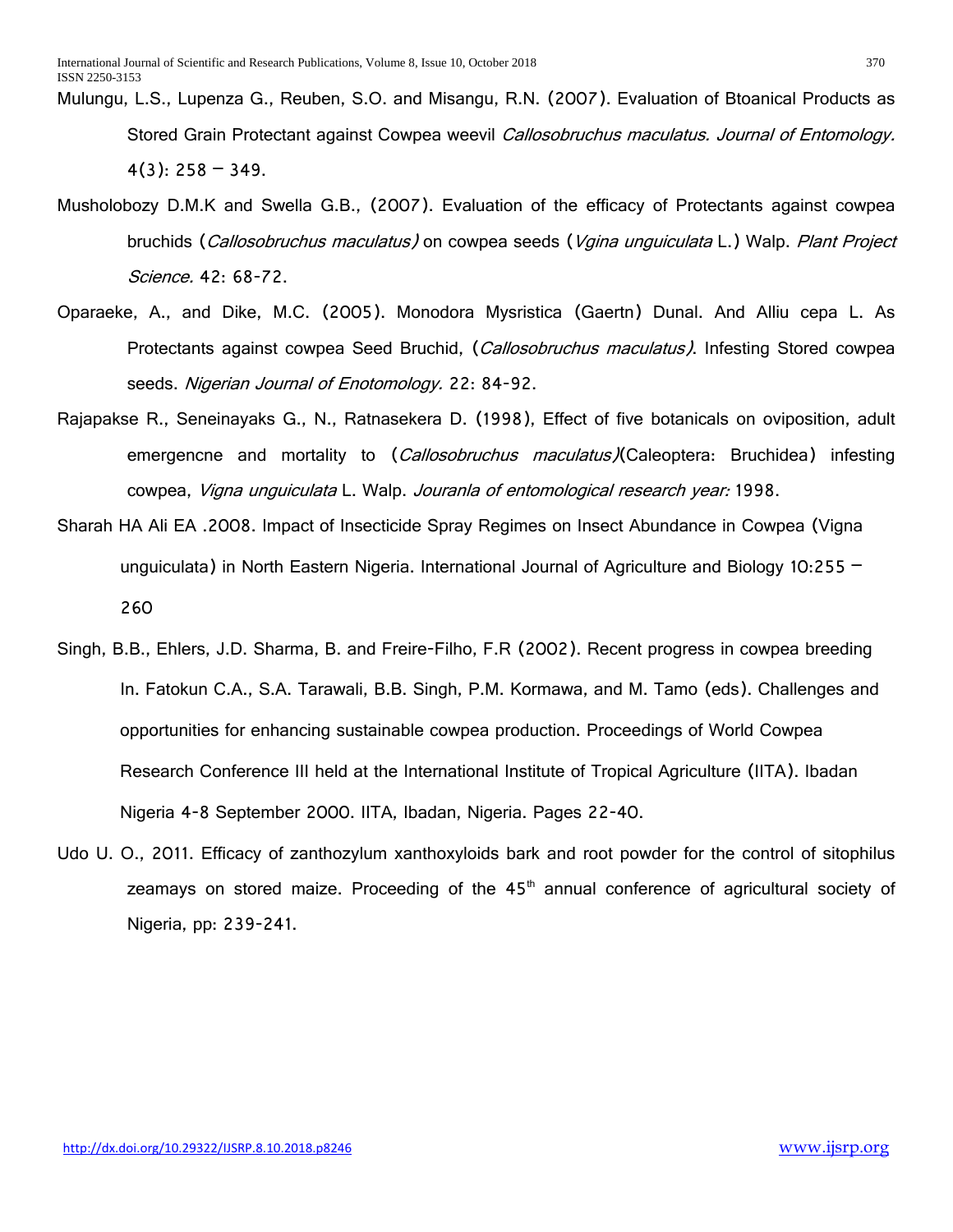Mulungu, L.S., Lupenza G., Reuben, S.O. and Misangu, R.N. (2007). Evaluation of Btoanical Products as Stored Grain Protectant against Cowpea weevil *Callosobruchus maculatus. Journal of Entomology.* 4(3): 258 – 349.

Musholobozy D.M.K and Swella G.B., (2007). Evaluation of the efficacy of Protectants against cowpea bruchids (*Callosobruchus maculatus)* on cowpea seeds (*Vgina unguiculata* L.) Walp. *Plant Project Science.* 42: 68-72.

Oparaeke, A., and Dike, M.C. (2005). Monodora Mysristica (Gaertn) Dunal. And Alliu cepa L. As Protectants against cowpea Seed Bruchid, (*Callosobruchus maculatus)*. Infesting Stored cowpea seeds. *Nigerian Journal of Enotomology.* 22: 84-92.

Rajapakse R., Seneinayaks G., N., Ratnasekera D. (1998), Effect of five botanicals on oviposition, adult emergencne and mortality to (*Callosobruchus maculatus)*(Caleoptera: Bruchidea) infesting cowpea, *Vigna unguiculata* L. Walp. *Jouranla of entomological research year:* 1998.

Sharah HA Ali EA .2008. Impact of Insecticide Spray Regimes on Insect Abundance in Cowpea (Vigna unguiculata) in North Eastern Nigeria. International Journal of Agriculture and Biology 10:255 – 260

Singh, B.B., Ehlers, J.D. Sharma, B. and Freire-Filho, F.R (2002). Recent progress in cowpea breeding In. Fatokun C.A., S.A. Tarawali, B.B. Singh, P.M. Kormawa, and M. Tamo (eds). Challenges and opportunities for enhancing sustainable cowpea production. Proceedings of World Cowpea Research Conference III held at the International Institute of Tropical Agriculture (IITA). Ibadan Nigeria 4-8 September 2000. IITA, Ibadan, Nigeria. Pages 22-40.

Udo U. O., 2011. Efficacy of zanthozylum xanthoxyloids bark and root powder for the control of sitophilus zeamays on stored maize. Proceeding of the 45th annual conference of agricultural society of Nigeria, pp: 239-241.